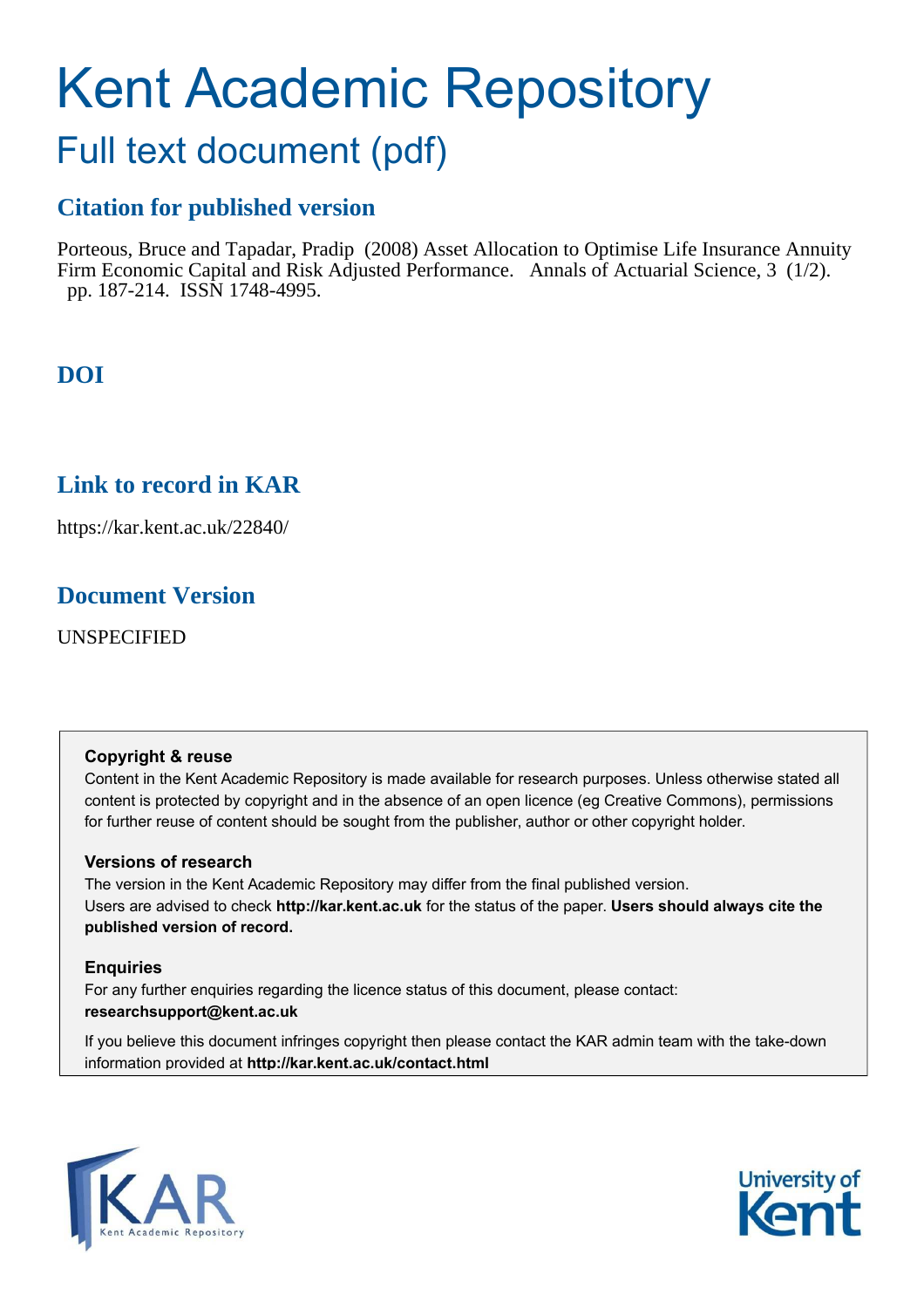# Kent Academic Repository

## Full text document (pdf)

### Citation for published version

Porteous, Bruce and Tapadar, Pradip (2008) Asset Allocation to Optimise Life Insurance Annuity Firm Economic Capital and Risk Adjusted Performance. Annals of Actuarial Science, 3 (1/2). pp. 187-214. ISSN 1748-4995.

### DOI

### Link to record in KAR

https://kar.kent.ac.uk/22840/

### Document Version

UNSPECIFIED

**Copyright & reuse**

Content in the Kent Academic Repository is made available for research purposes. Unless otherwise stated all content is protected by copyright and in the absence of an open licence (eg Creative Commons), permissions for further reuse of content should be sought from the publisher, author or other copyright holder.

**Versions of research**

The version in the Kent Academic Repository may differ from the final published version.
Users are advised to check **http://kar.kent.ac.uk** for the status of the paper. **Users should always cite the published version of record.**

**Enquiries**

For any further enquiries regarding the licence status of this document, please contact:
**researchsupport@kent.ac.uk**

If you believe this document infringes copyright then please contact the KAR admin team with the take-down information provided at **http://kar.kent.ac.uk/contact.html**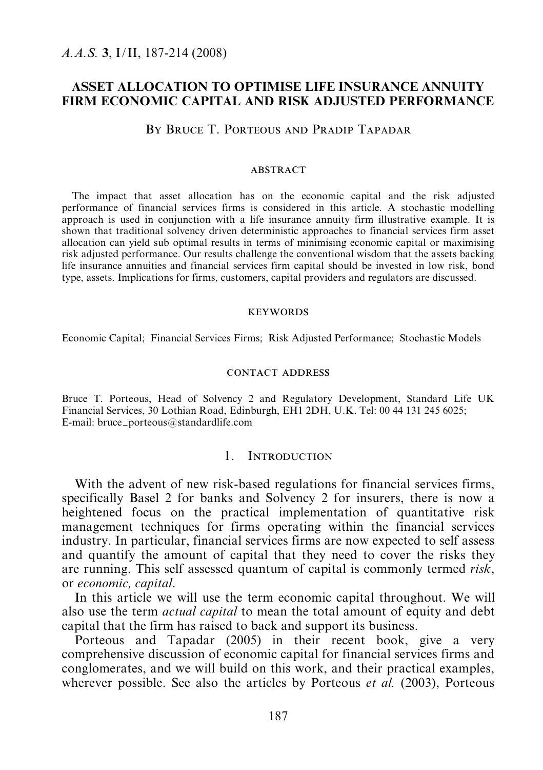# ASSET ALLOCATION TO OPTIMISE LIFE INSURANCE ANNUITY FIRM ECONOMIC CAPITAL AND RISK ADJUSTED PERFORMANCE

By Bruce T. Porteous and Pradip Tapadar

#### ABSTRACT

The impact that asset allocation has on the economic capital and the risk adjusted performance of financial services firms is considered in this article. A stochastic modelling approach is used in conjunction with a life insurance annuity firm illustrative example. It is shown that traditional solvency driven deterministic approaches to financial services firm asset allocation can yield sub optimal results in terms of minimising economic capital or maximising risk adjusted performance. Our results challenge the conventional wisdom that the assets backing life insurance annuities and financial services firm capital should be invested in low risk, bond type, assets. Implications for firms, customers, capital providers and regulators are discussed.

#### KEYWORDS

Economic Capital; Financial Services Firms; Risk Adjusted Performance; Stochastic Models

#### CONTACT ADDRESS

Bruce T. Porteous, Head of Solvency 2 and Regulatory Development, Standard Life UK Financial Services, 30 Lothian Road, Edinburgh, EH1 2DH, U.K. Tel: 00 44 131 245 6025; E-mail: bruce_porteous@standardlife.com

## 1. Introduction

With the advent of new risk-based regulations for financial services firms, specifically Basel 2 for banks and Solvency 2 for insurers, there is now a heightened focus on the practical implementation of quantitative risk management techniques for firms operating within the financial services industry. In particular, financial services firms are now expected to self assess and quantify the amount of capital that they need to cover the risks they are running. This self assessed quantum of capital is commonly termed *risk*, or *economic, capital*.

In this article we will use the term economic capital throughout. We will also use the term *actual capital* to mean the total amount of equity and debt capital that the firm has raised to back and support its business.

Porteous and Tapadar (2005) in their recent book, give a very comprehensive discussion of economic capital for financial services firms and conglomerates, and we will build on this work, and their practical examples, wherever possible. See also the articles by Porteous *et al.* (2003), Porteous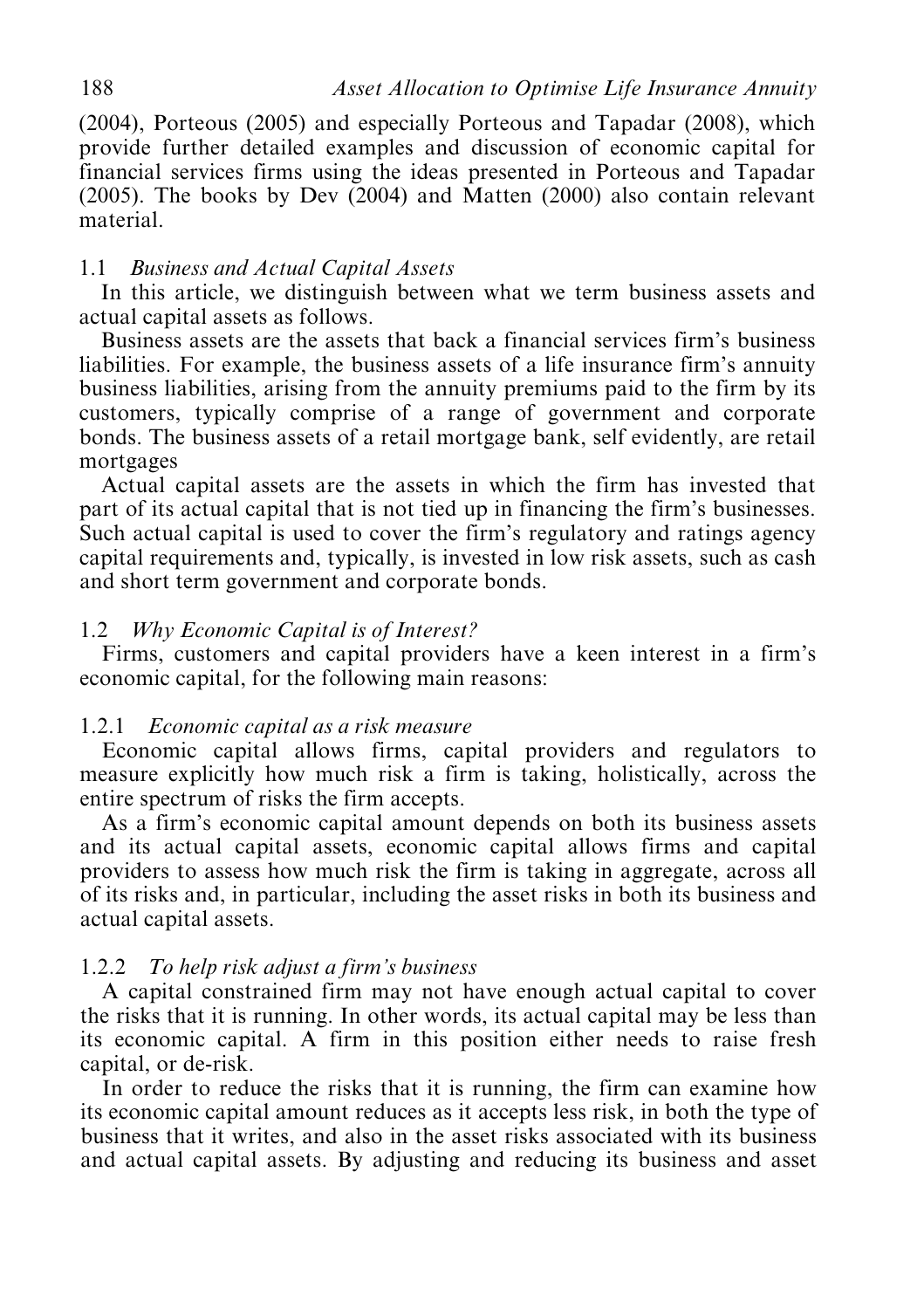(2004), Porteous (2005) and especially Porteous and Tapadar (2008), which provide further detailed examples and discussion of economic capital for financial services firms using the ideas presented in Porteous and Tapadar (2005). The books by Dev (2004) and Matten (2000) also contain relevant material.

### 1.1 *Business and Actual Capital Assets*

In this article, we distinguish between what we term business assets and actual capital assets as follows.

Business assets are the assets that back a financial services firm's business liabilities. For example, the business assets of a life insurance firm's annuity business liabilities, arising from the annuity premiums paid to the firm by its customers, typically comprise of a range of government and corporate bonds. The business assets of a retail mortgage bank, self evidently, are retail mortgages

Actual capital assets are the assets in which the firm has invested that part of its actual capital that is not tied up in financing the firm's businesses. Such actual capital is used to cover the firm's regulatory and ratings agency capital requirements and, typically, is invested in low risk assets, such as cash and short term government and corporate bonds.

### 1.2 *Why Economic Capital is of Interest?*

Firms, customers and capital providers have a keen interest in a firm's economic capital, for the following main reasons:

#### 1.2.1 *Economic capital as a risk measure*

Economic capital allows firms, capital providers and regulators to measure explicitly how much risk a firm is taking, holistically, across the entire spectrum of risks the firm accepts.

As a firm's economic capital amount depends on both its business assets and its actual capital assets, economic capital allows firms and capital providers to assess how much risk the firm is taking in aggregate, across all of its risks and, in particular, including the asset risks in both its business and actual capital assets.

#### 1.2.2 *To help risk adjust a firm's business*

A capital constrained firm may not have enough actual capital to cover the risks that it is running. In other words, its actual capital may be less than its economic capital. A firm in this position either needs to raise fresh capital, or de-risk.

In order to reduce the risks that it is running, the firm can examine how its economic capital amount reduces as it accepts less risk, in both the type of business that it writes, and also in the asset risks associated with its business and actual capital assets. By adjusting and reducing its business and asset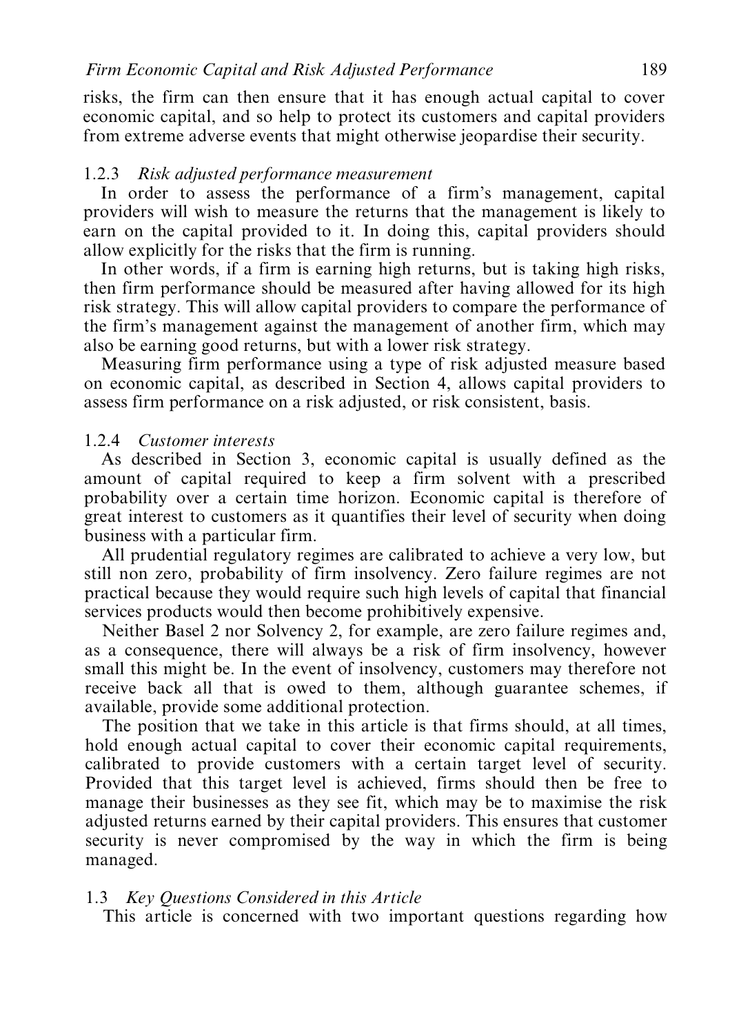risks, the firm can then ensure that it has enough actual capital to cover economic capital, and so help to protect its customers and capital providers from extreme adverse events that might otherwise jeopardise their security.

### 1.2.3 *Risk adjusted performance measurement*

In order to assess the performance of a firm's management, capital providers will wish to measure the returns that the management is likely to earn on the capital provided to it. In doing this, capital providers should allow explicitly for the risks that the firm is running.

In other words, if a firm is earning high returns, but is taking high risks, then firm performance should be measured after having allowed for its high risk strategy. This will allow capital providers to compare the performance of the firm's management against the management of another firm, which may also be earning good returns, but with a lower risk strategy.

Measuring firm performance using a type of risk adjusted measure based on economic capital, as described in Section 4, allows capital providers to assess firm performance on a risk adjusted, or risk consistent, basis.

### 1.2.4 *Customer interests*

As described in Section 3, economic capital is usually defined as the amount of capital required to keep a firm solvent with a prescribed probability over a certain time horizon. Economic capital is therefore of great interest to customers as it quantifies their level of security when doing business with a particular firm.

All prudential regulatory regimes are calibrated to achieve a very low, but still non zero, probability of firm insolvency. Zero failure regimes are not practical because they would require such high levels of capital that financial services products would then become prohibitively expensive.

Neither Basel 2 nor Solvency 2, for example, are zero failure regimes and, as a consequence, there will always be a risk of firm insolvency, however small this might be. In the event of insolvency, customers may therefore not receive back all that is owed to them, although guarantee schemes, if available, provide some additional protection.

The position that we take in this article is that firms should, at all times, hold enough actual capital to cover their economic capital requirements, calibrated to provide customers with a certain target level of security. Provided that this target level is achieved, firms should then be free to manage their businesses as they see fit, which may be to maximise the risk adjusted returns earned by their capital providers. This ensures that customer security is never compromised by the way in which the firm is being managed.

## 1.3 *Key Questions Considered in this Article*

This article is concerned with two important questions regarding how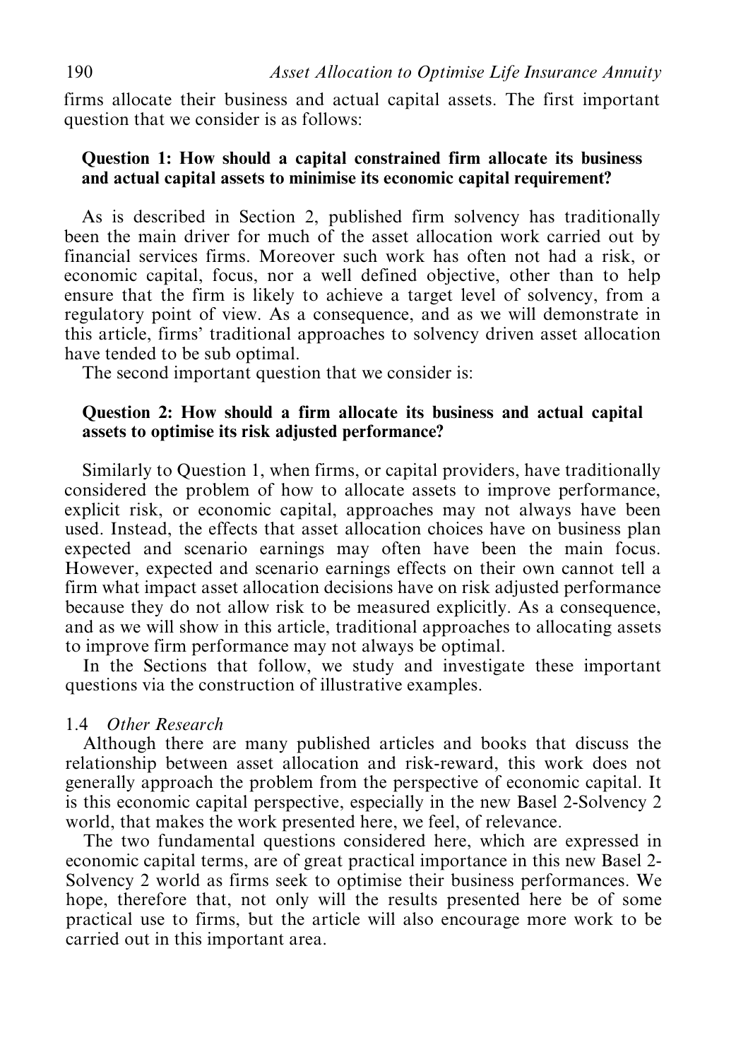firms allocate their business and actual capital assets. The first important question that we consider is as follows:

> **Question 1: How should a capital constrained firm allocate its business and actual capital assets to minimise its economic capital requirement?**

As is described in Section 2, published firm solvency has traditionally been the main driver for much of the asset allocation work carried out by financial services firms. Moreover such work has often not had a risk, or economic capital, focus, nor a well defined objective, other than to help ensure that the firm is likely to achieve a target level of solvency, from a regulatory point of view. As a consequence, and as we will demonstrate in this article, firms' traditional approaches to solvency driven asset allocation have tended to be sub optimal.

The second important question that we consider is:

> **Question 2: How should a firm allocate its business and actual capital assets to optimise its risk adjusted performance?**

Similarly to Question 1, when firms, or capital providers, have traditionally considered the problem of how to allocate assets to improve performance, explicit risk, or economic capital, approaches may not always have been used. Instead, the effects that asset allocation choices have on business plan expected and scenario earnings may often have been the main focus. However, expected and scenario earnings effects on their own cannot tell a firm what impact asset allocation decisions have on risk adjusted performance because they do not allow risk to be measured explicitly. As a consequence, and as we will show in this article, traditional approaches to allocating assets to improve firm performance may not always be optimal.

In the Sections that follow, we study and investigate these important questions via the construction of illustrative examples.

### 1.4 *Other Research*

Although there are many published articles and books that discuss the relationship between asset allocation and risk-reward, this work does not generally approach the problem from the perspective of economic capital. It is this economic capital perspective, especially in the new Basel 2-Solvency 2 world, that makes the work presented here, we feel, of relevance.

The two fundamental questions considered here, which are expressed in economic capital terms, are of great practical importance in this new Basel 2-Solvency 2 world as firms seek to optimise their business performances. We hope, therefore that, not only will the results presented here be of some practical use to firms, but the article will also encourage more work to be carried out in this important area.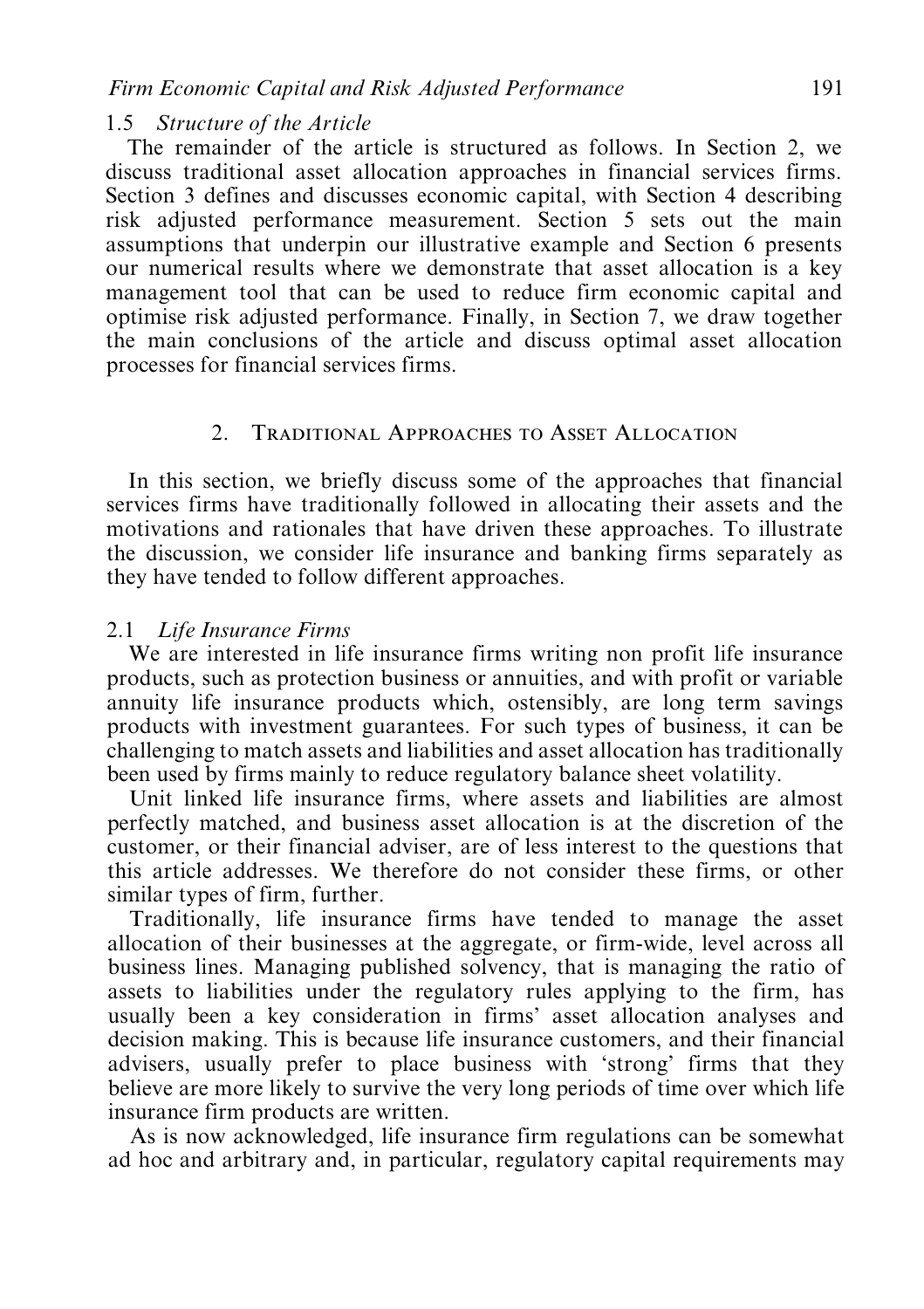### 1.5 *Structure of the Article*

The remainder of the article is structured as follows. In Section 2, we discuss traditional asset allocation approaches in financial services firms. Section 3 defines and discusses economic capital, with Section 4 describing risk adjusted performance measurement. Section 5 sets out the main assumptions that underpin our illustrative example and Section 6 presents our numerical results where we demonstrate that asset allocation is a key management tool that can be used to reduce firm economic capital and optimise risk adjusted performance. Finally, in Section 7, we draw together the main conclusions of the article and discuss optimal asset allocation processes for financial services firms.

## 2. Traditional Approaches to Asset Allocation

In this section, we briefly discuss some of the approaches that financial services firms have traditionally followed in allocating their assets and the motivations and rationales that have driven these approaches. To illustrate the discussion, we consider life insurance and banking firms separately as they have tended to follow different approaches.

### 2.1 *Life Insurance Firms*

We are interested in life insurance firms writing non profit life insurance products, such as protection business or annuities, and with profit or variable annuity life insurance products which, ostensibly, are long term savings products with investment guarantees. For such types of business, it can be challenging to match assets and liabilities and asset allocation has traditionally been used by firms mainly to reduce regulatory balance sheet volatility.

Unit linked life insurance firms, where assets and liabilities are almost perfectly matched, and business asset allocation is at the discretion of the customer, or their financial adviser, are of less interest to the questions that this article addresses. We therefore do not consider these firms, or other similar types of firm, further.

Traditionally, life insurance firms have tended to manage the asset allocation of their businesses at the aggregate, or firm-wide, level across all business lines. Managing published solvency, that is managing the ratio of assets to liabilities under the regulatory rules applying to the firm, has usually been a key consideration in firms' asset allocation analyses and decision making. This is because life insurance customers, and their financial advisers, usually prefer to place business with 'strong' firms that they believe are more likely to survive the very long periods of time over which life insurance firm products are written.

As is now acknowledged, life insurance firm regulations can be somewhat ad hoc and arbitrary and, in particular, regulatory capital requirements may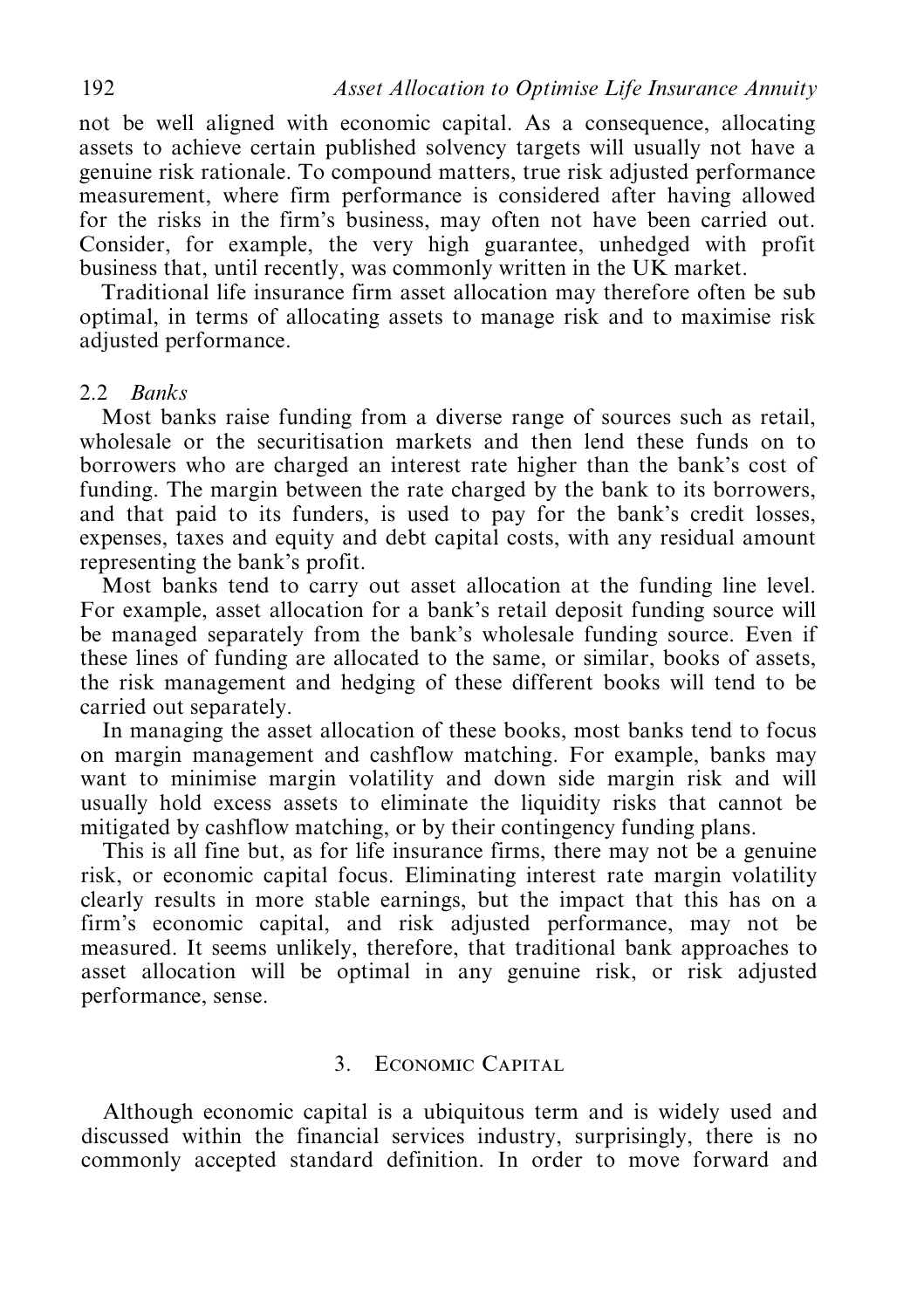not be well aligned with economic capital. As a consequence, allocating assets to achieve certain published solvency targets will usually not have a genuine risk rationale. To compound matters, true risk adjusted performance measurement, where firm performance is considered after having allowed for the risks in the firm's business, may often not have been carried out. Consider, for example, the very high guarantee, unhedged with profit business that, until recently, was commonly written in the UK market.

Traditional life insurance firm asset allocation may therefore often be sub optimal, in terms of allocating assets to manage risk and to maximise risk adjusted performance.

### 2.2 *Banks*

Most banks raise funding from a diverse range of sources such as retail, wholesale or the securitisation markets and then lend these funds on to borrowers who are charged an interest rate higher than the bank's cost of funding. The margin between the rate charged by the bank to its borrowers, and that paid to its funders, is used to pay for the bank's credit losses, expenses, taxes and equity and debt capital costs, with any residual amount representing the bank's profit.

Most banks tend to carry out asset allocation at the funding line level. For example, asset allocation for a bank's retail deposit funding source will be managed separately from the bank's wholesale funding source. Even if these lines of funding are allocated to the same, or similar, books of assets, the risk management and hedging of these different books will tend to be carried out separately.

In managing the asset allocation of these books, most banks tend to focus on margin management and cashflow matching. For example, banks may want to minimise margin volatility and down side margin risk and will usually hold excess assets to eliminate the liquidity risks that cannot be mitigated by cashflow matching, or by their contingency funding plans.

This is all fine but, as for life insurance firms, there may not be a genuine risk, or economic capital focus. Eliminating interest rate margin volatility clearly results in more stable earnings, but the impact that this has on a firm's economic capital, and risk adjusted performance, may not be measured. It seems unlikely, therefore, that traditional bank approaches to asset allocation will be optimal in any genuine risk, or risk adjusted performance, sense.

## 3. Economic Capital

Although economic capital is a ubiquitous term and is widely used and discussed within the financial services industry, surprisingly, there is no commonly accepted standard definition. In order to move forward and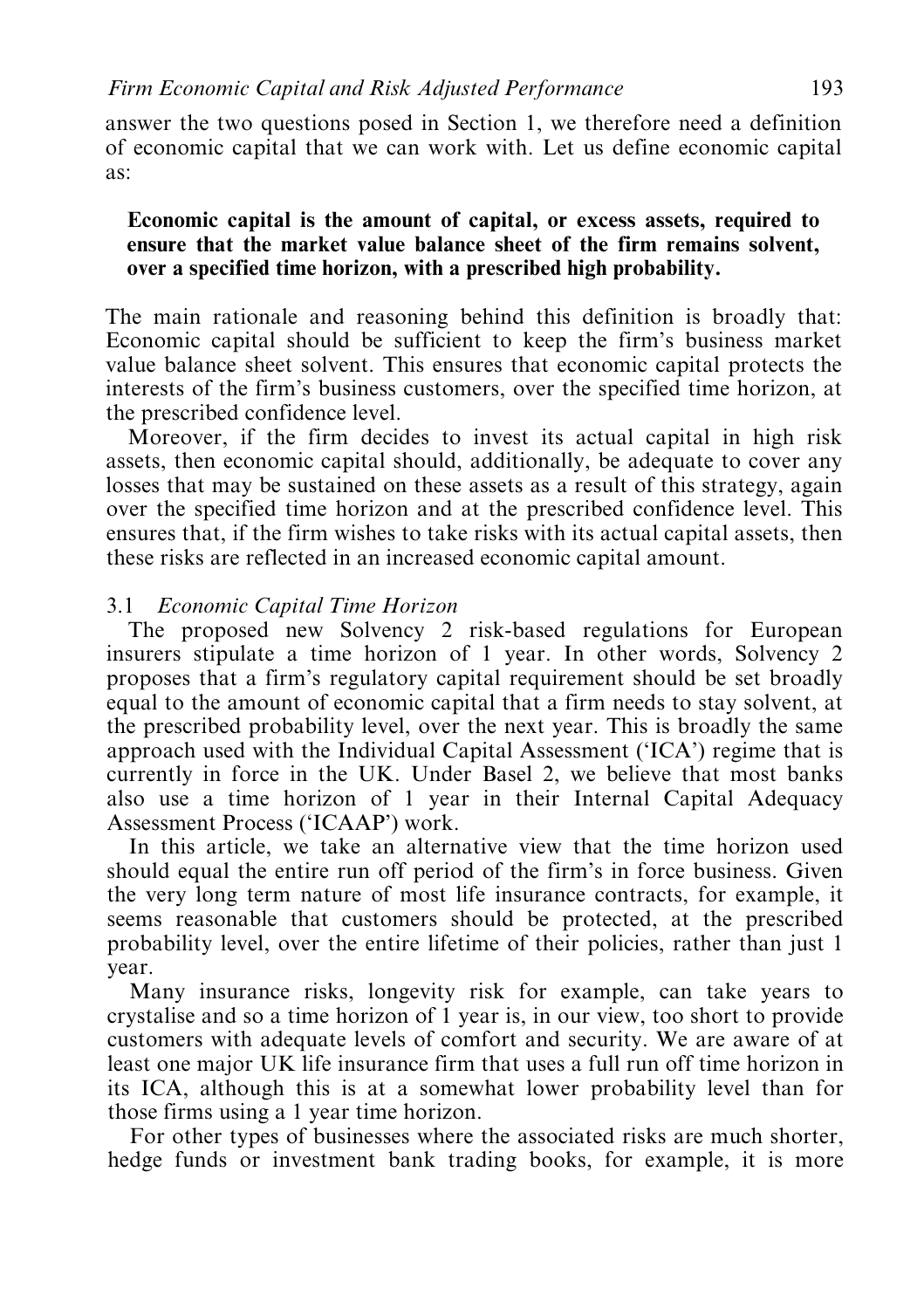answer the two questions posed in Section 1, we therefore need a definition of economic capital that we can work with. Let us define economic capital as:

> **Economic capital is the amount of capital, or excess assets, required to ensure that the market value balance sheet of the firm remains solvent, over a specified time horizon, with a prescribed high probability.**

The main rationale and reasoning behind this definition is broadly that: Economic capital should be sufficient to keep the firm's business market value balance sheet solvent. This ensures that economic capital protects the interests of the firm's business customers, over the specified time horizon, at the prescribed confidence level.

Moreover, if the firm decides to invest its actual capital in high risk assets, then economic capital should, additionally, be adequate to cover any losses that may be sustained on these assets as a result of this strategy, again over the specified time horizon and at the prescribed confidence level. This ensures that, if the firm wishes to take risks with its actual capital assets, then these risks are reflected in an increased economic capital amount.

### 3.1 *Economic Capital Time Horizon*

The proposed new Solvency 2 risk-based regulations for European insurers stipulate a time horizon of 1 year. In other words, Solvency 2 proposes that a firm's regulatory capital requirement should be set broadly equal to the amount of economic capital that a firm needs to stay solvent, at the prescribed probability level, over the next year. This is broadly the same approach used with the Individual Capital Assessment ('ICA') regime that is currently in force in the UK. Under Basel 2, we believe that most banks also use a time horizon of 1 year in their Internal Capital Adequacy Assessment Process ('ICAAP') work.

In this article, we take an alternative view that the time horizon used should equal the entire run off period of the firm's in force business. Given the very long term nature of most life insurance contracts, for example, it seems reasonable that customers should be protected, at the prescribed probability level, over the entire lifetime of their policies, rather than just 1 year.

Many insurance risks, longevity risk for example, can take years to crystalise and so a time horizon of 1 year is, in our view, too short to provide customers with adequate levels of comfort and security. We are aware of at least one major UK life insurance firm that uses a full run off time horizon in its ICA, although this is at a somewhat lower probability level than for those firms using a 1 year time horizon.

For other types of businesses where the associated risks are much shorter, hedge funds or investment bank trading books, for example, it is more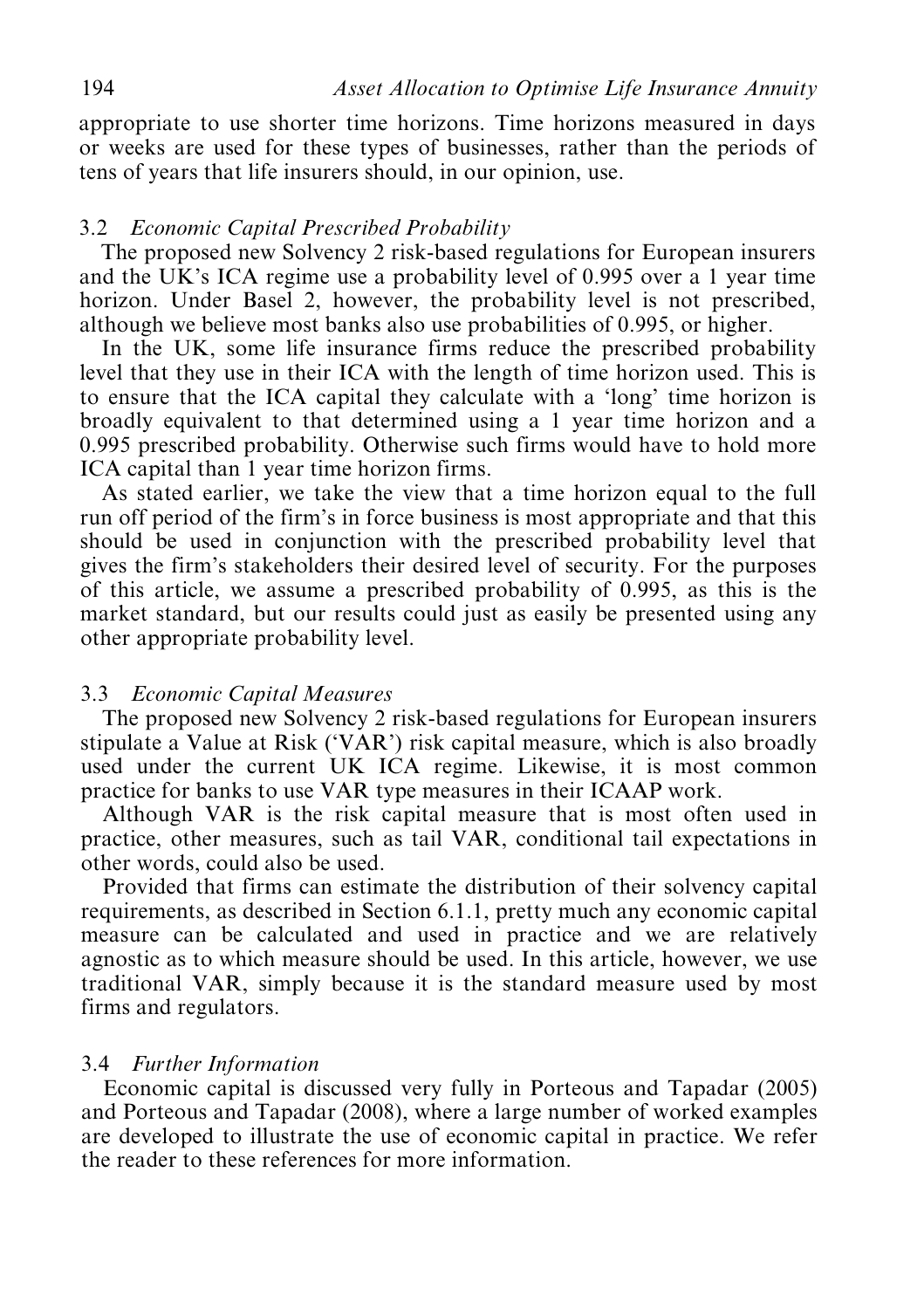appropriate to use shorter time horizons. Time horizons measured in days or weeks are used for these types of businesses, rather than the periods of tens of years that life insurers should, in our opinion, use.

### 3.2 *Economic Capital Prescribed Probability*

The proposed new Solvency 2 risk-based regulations for European insurers and the UK's ICA regime use a probability level of 0.995 over a 1 year time horizon. Under Basel 2, however, the probability level is not prescribed, although we believe most banks also use probabilities of 0.995, or higher.

In the UK, some life insurance firms reduce the prescribed probability level that they use in their ICA with the length of time horizon used. This is to ensure that the ICA capital they calculate with a 'long' time horizon is broadly equivalent to that determined using a 1 year time horizon and a 0.995 prescribed probability. Otherwise such firms would have to hold more ICA capital than 1 year time horizon firms.

As stated earlier, we take the view that a time horizon equal to the full run off period of the firm's in force business is most appropriate and that this should be used in conjunction with the prescribed probability level that gives the firm's stakeholders their desired level of security. For the purposes of this article, we assume a prescribed probability of 0.995, as this is the market standard, but our results could just as easily be presented using any other appropriate probability level.

### 3.3 *Economic Capital Measures*

The proposed new Solvency 2 risk-based regulations for European insurers stipulate a Value at Risk ('VAR') risk capital measure, which is also broadly used under the current UK ICA regime. Likewise, it is most common practice for banks to use VAR type measures in their ICAAP work.

Although VAR is the risk capital measure that is most often used in practice, other measures, such as tail VAR, conditional tail expectations in other words, could also be used.

Provided that firms can estimate the distribution of their solvency capital requirements, as described in Section 6.1.1, pretty much any economic capital measure can be calculated and used in practice and we are relatively agnostic as to which measure should be used. In this article, however, we use traditional VAR, simply because it is the standard measure used by most firms and regulators.

### 3.4 *Further Information*

Economic capital is discussed very fully in Porteous and Tapadar (2005) and Porteous and Tapadar (2008), where a large number of worked examples are developed to illustrate the use of economic capital in practice. We refer the reader to these references for more information.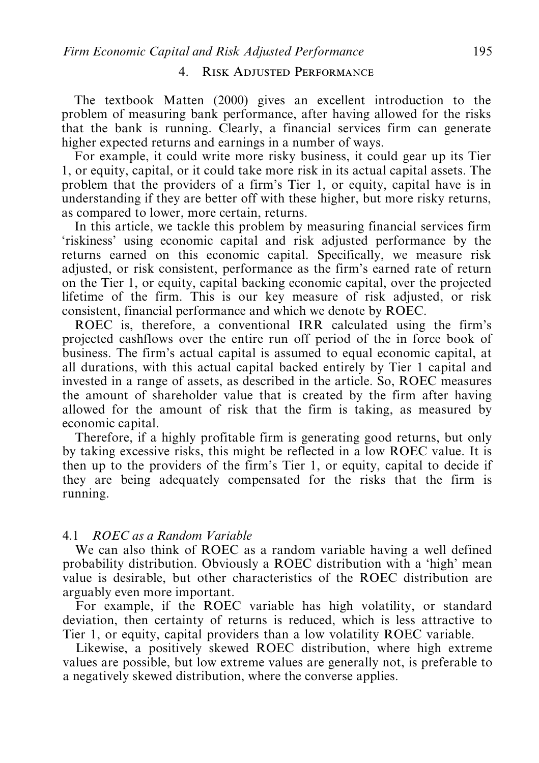## 4. Risk Adjusted Performance

The textbook Matten (2000) gives an excellent introduction to the problem of measuring bank performance, after having allowed for the risks that the bank is running. Clearly, a financial services firm can generate higher expected returns and earnings in a number of ways.

For example, it could write more risky business, it could gear up its Tier 1, or equity, capital, or it could take more risk in its actual capital assets. The problem that the providers of a firm's Tier 1, or equity, capital have is in understanding if they are better off with these higher, but more risky returns, as compared to lower, more certain, returns.

In this article, we tackle this problem by measuring financial services firm 'riskiness' using economic capital and risk adjusted performance by the returns earned on this economic capital. Specifically, we measure risk adjusted, or risk consistent, performance as the firm's earned rate of return on the Tier 1, or equity, capital backing economic capital, over the projected lifetime of the firm. This is our key measure of risk adjusted, or risk consistent, financial performance and which we denote by ROEC.

ROEC is, therefore, a conventional IRR calculated using the firm's projected cashflows over the entire run off period of the in force book of business. The firm's actual capital is assumed to equal economic capital, at all durations, with this actual capital backed entirely by Tier 1 capital and invested in a range of assets, as described in the article. So, ROEC measures the amount of shareholder value that is created by the firm after having allowed for the amount of risk that the firm is taking, as measured by economic capital.

Therefore, if a highly profitable firm is generating good returns, but only by taking excessive risks, this might be reflected in a low ROEC value. It is then up to the providers of the firm's Tier 1, or equity, capital to decide if they are being adequately compensated for the risks that the firm is running.

### 4.1 *ROEC as a Random Variable*

We can also think of ROEC as a random variable having a well defined probability distribution. Obviously a ROEC distribution with a 'high' mean value is desirable, but other characteristics of the ROEC distribution are arguably even more important.

For example, if the ROEC variable has high volatility, or standard deviation, then certainty of returns is reduced, which is less attractive to Tier 1, or equity, capital providers than a low volatility ROEC variable.

Likewise, a positively skewed ROEC distribution, where high extreme values are possible, but low extreme values are generally not, is preferable to a negatively skewed distribution, where the converse applies.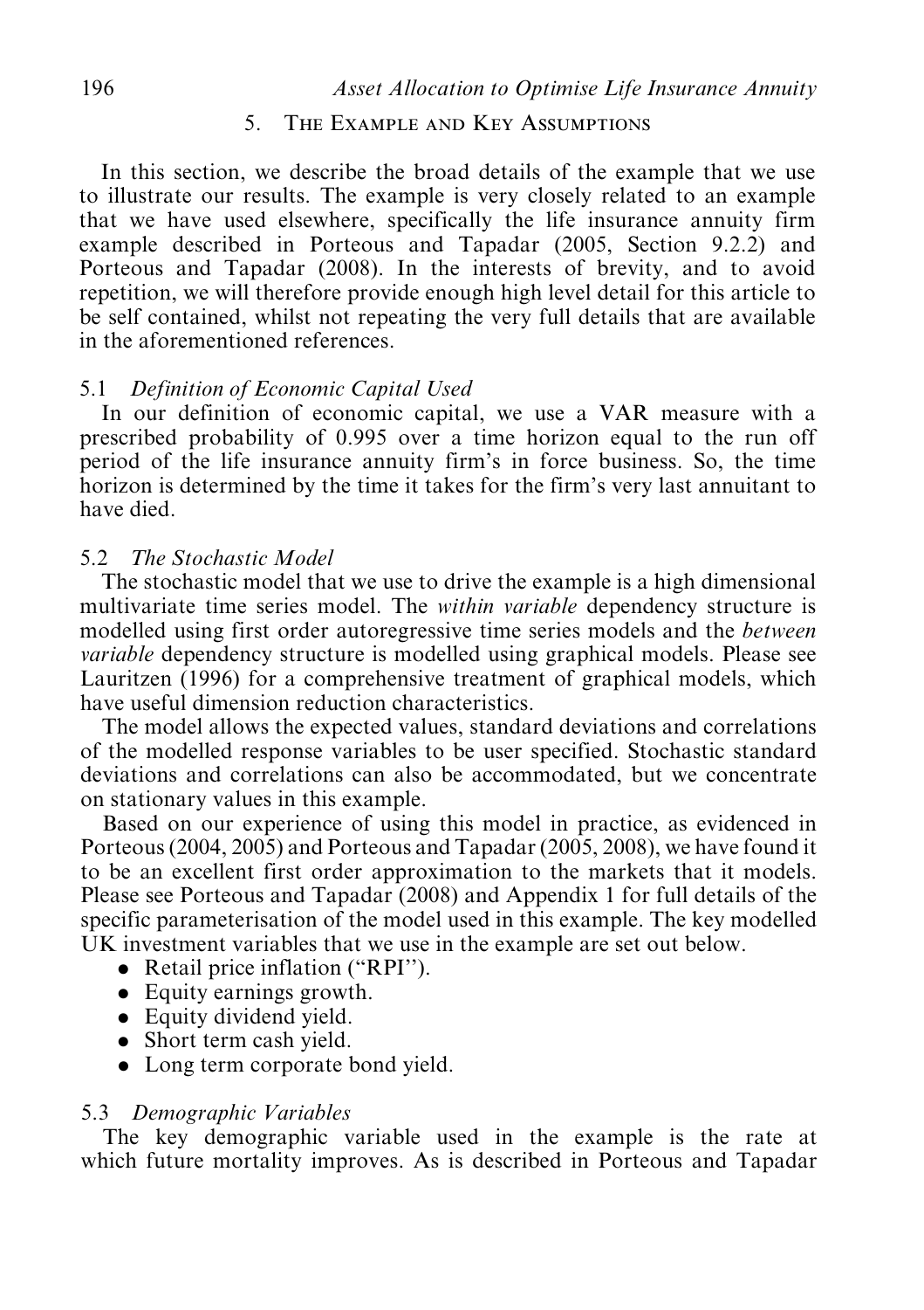## 5. The Example and Key Assumptions

In this section, we describe the broad details of the example that we use to illustrate our results. The example is very closely related to an example that we have used elsewhere, specifically the life insurance annuity firm example described in Porteous and Tapadar (2005, Section 9.2.2) and Porteous and Tapadar (2008). In the interests of brevity, and to avoid repetition, we will therefore provide enough high level detail for this article to be self contained, whilst not repeating the very full details that are available in the aforementioned references.

### 5.1 *Definition of Economic Capital Used*

In our definition of economic capital, we use a VAR measure with a prescribed probability of 0.995 over a time horizon equal to the run off period of the life insurance annuity firm's in force business. So, the time horizon is determined by the time it takes for the firm's very last annuitant to have died.

### 5.2 *The Stochastic Model*

The stochastic model that we use to drive the example is a high dimensional multivariate time series model. The *within variable* dependency structure is modelled using first order autoregressive time series models and the *between variable* dependency structure is modelled using graphical models. Please see Lauritzen (1996) for a comprehensive treatment of graphical models, which have useful dimension reduction characteristics.

The model allows the expected values, standard deviations and correlations of the modelled response variables to be user specified. Stochastic standard deviations and correlations can also be accommodated, but we concentrate on stationary values in this example.

Based on our experience of using this model in practice, as evidenced in Porteous (2004, 2005) and Porteous and Tapadar (2005, 2008), we have found it to be an excellent first order approximation to the markets that it models. Please see Porteous and Tapadar (2008) and Appendix 1 for full details of the specific parameterisation of the model used in this example. The key modelled UK investment variables that we use in the example are set out below.

- Retail price inflation ("RPI").
- Equity earnings growth.
- Equity dividend yield.
- Short term cash yield.
- Long term corporate bond yield.

### 5.3 *Demographic Variables*

The key demographic variable used in the example is the rate at which future mortality improves. As is described in Porteous and Tapadar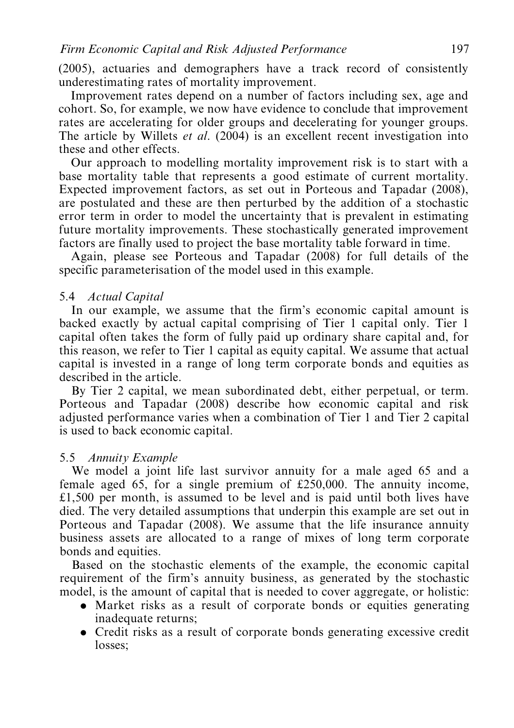(2005), actuaries and demographers have a track record of consistently underestimating rates of mortality improvement.

Improvement rates depend on a number of factors including sex, age and cohort. So, for example, we now have evidence to conclude that improvement rates are accelerating for older groups and decelerating for younger groups. The article by Willets *et al*. (2004) is an excellent recent investigation into these and other effects.

Our approach to modelling mortality improvement risk is to start with a base mortality table that represents a good estimate of current mortality. Expected improvement factors, as set out in Porteous and Tapadar (2008), are postulated and these are then perturbed by the addition of a stochastic error term in order to model the uncertainty that is prevalent in estimating future mortality improvements. These stochastically generated improvement factors are finally used to project the base mortality table forward in time.

Again, please see Porteous and Tapadar (2008) for full details of the specific parameterisation of the model used in this example.

### 5.4 *Actual Capital*

In our example, we assume that the firm's economic capital amount is backed exactly by actual capital comprising of Tier 1 capital only. Tier 1 capital often takes the form of fully paid up ordinary share capital and, for this reason, we refer to Tier 1 capital as equity capital. We assume that actual capital is invested in a range of long term corporate bonds and equities as described in the article.

By Tier 2 capital, we mean subordinated debt, either perpetual, or term. Porteous and Tapadar (2008) describe how economic capital and risk adjusted performance varies when a combination of Tier 1 and Tier 2 capital is used to back economic capital.

### 5.5 *Annuity Example*

We model a joint life last survivor annuity for a male aged 65 and a female aged 65, for a single premium of £250,000. The annuity income, £1,500 per month, is assumed to be level and is paid until both lives have died. The very detailed assumptions that underpin this example are set out in Porteous and Tapadar (2008). We assume that the life insurance annuity business assets are allocated to a range of mixes of long term corporate bonds and equities.

Based on the stochastic elements of the example, the economic capital requirement of the firm's annuity business, as generated by the stochastic model, is the amount of capital that is needed to cover aggregate, or holistic:

- Market risks as a result of corporate bonds or equities generating inadequate returns;
- Credit risks as a result of corporate bonds generating excessive credit losses;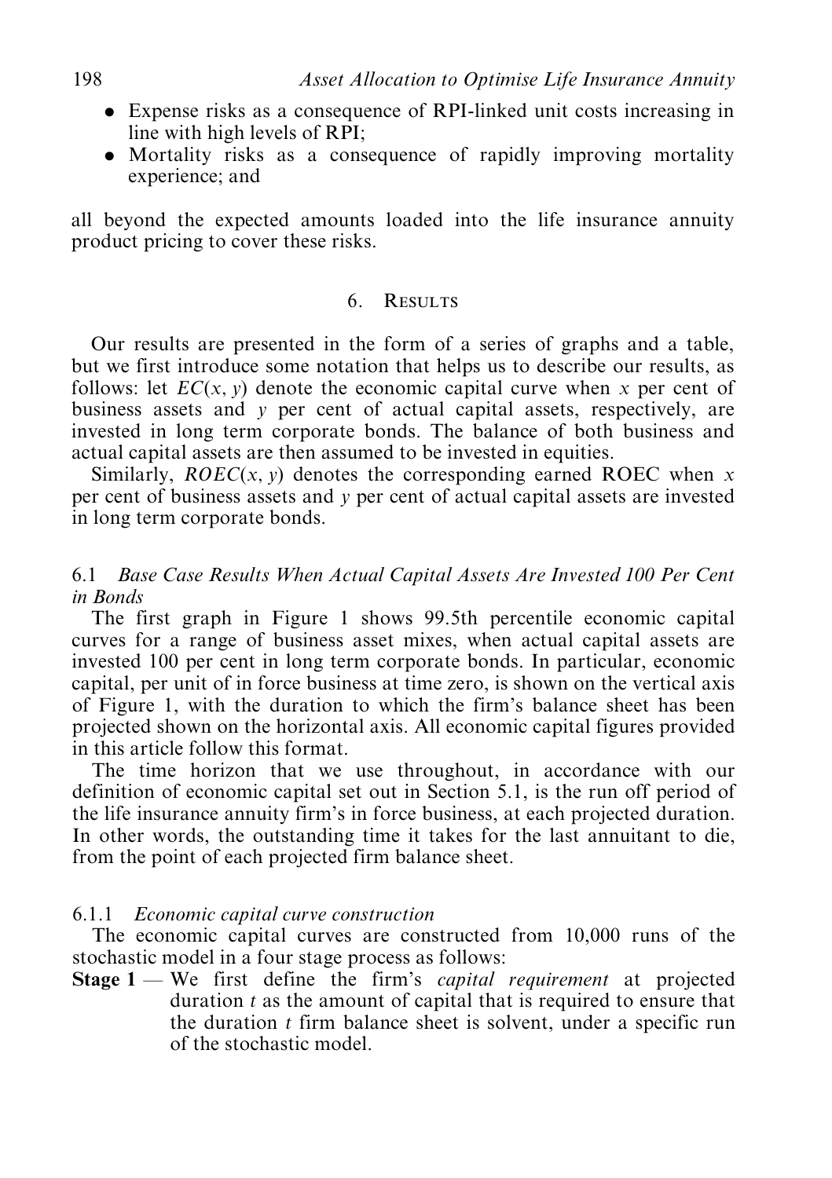- Expense risks as a consequence of RPI-linked unit costs increasing in line with high levels of RPI;
- Mortality risks as a consequence of rapidly improving mortality experience; and

all beyond the expected amounts loaded into the life insurance annuity product pricing to cover these risks.

## 6. Results

Our results are presented in the form of a series of graphs and a table, but we first introduce some notation that helps us to describe our results, as follows: let $EC(x, y)$ denote the economic capital curve when $x$ per cent of business assets and $y$ per cent of actual capital assets, respectively, are invested in long term corporate bonds. The balance of both business and actual capital assets are then assumed to be invested in equities.

Similarly, $ROEC(x, y)$ denotes the corresponding earned ROEC when $x$ per cent of business assets and $y$ per cent of actual capital assets are invested in long term corporate bonds.

### 6.1 *Base Case Results When Actual Capital Assets Are Invested 100 Per Cent in Bonds*

The first graph in Figure 1 shows 99.5th percentile economic capital curves for a range of business asset mixes, when actual capital assets are invested 100 per cent in long term corporate bonds. In particular, economic capital, per unit of in force business at time zero, is shown on the vertical axis of Figure 1, with the duration to which the firm's balance sheet has been projected shown on the horizontal axis. All economic capital figures provided in this article follow this format.

The time horizon that we use throughout, in accordance with our definition of economic capital set out in Section 5.1, is the run off period of the life insurance annuity firm's in force business, at each projected duration. In other words, the outstanding time it takes for the last annuitant to die, from the point of each projected firm balance sheet.

#### 6.1.1 *Economic capital curve construction*

The economic capital curves are constructed from 10,000 runs of the stochastic model in a four stage process as follows:

**Stage 1** — We first define the firm's *capital requirement* at projected duration $t$ as the amount of capital that is required to ensure that the duration $t$ firm balance sheet is solvent, under a specific run of the stochastic model.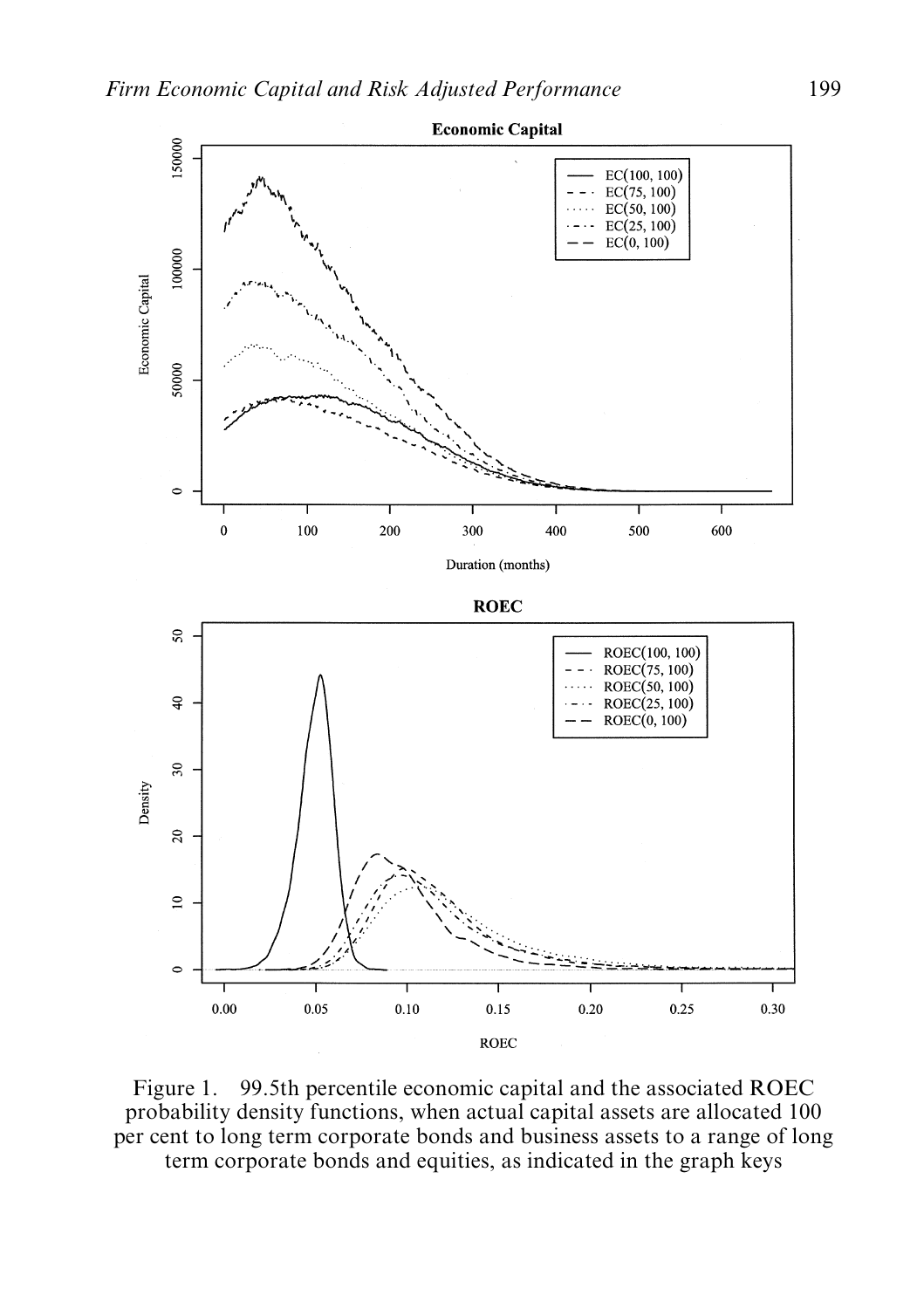Figure 1. 99.5th percentile economic capital and the associated ROEC probability density functions, when actual capital assets are allocated 100 per cent to long term corporate bonds and business assets to a range of long term corporate bonds and equities, as indicated in the graph keys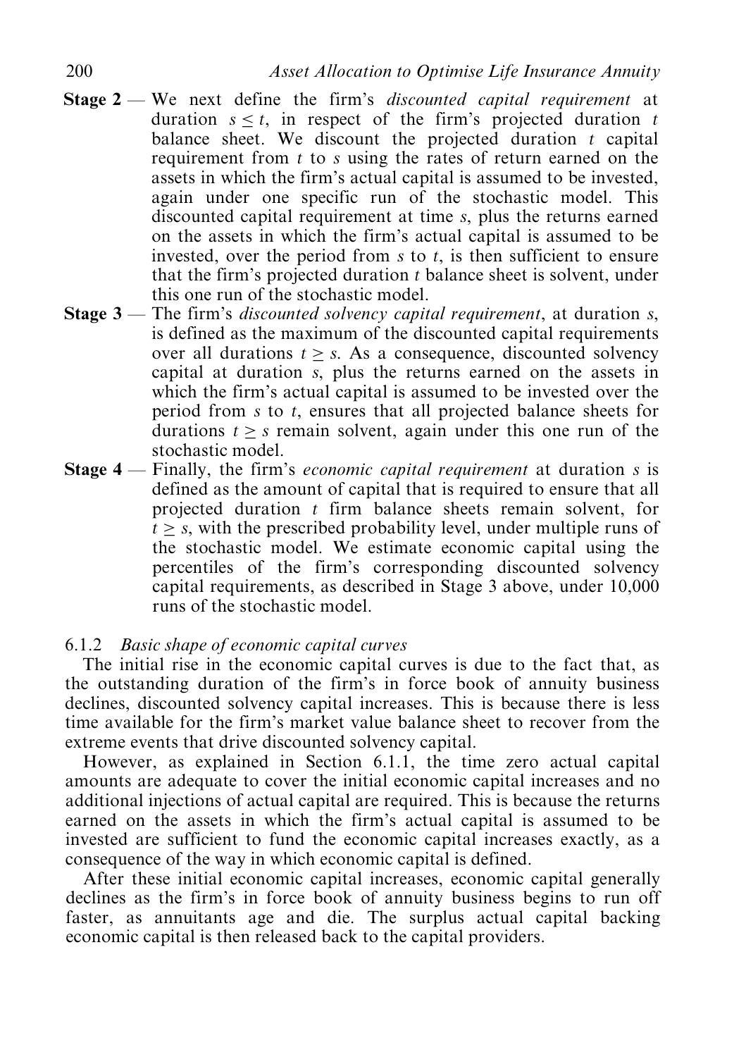**Stage 2** — We next define the firm's *discounted capital requirement* at duration $s \leq t$, in respect of the firm's projected duration $t$ balance sheet. We discount the projected duration $t$ capital requirement from $t$ to $s$ using the rates of return earned on the assets in which the firm's actual capital is assumed to be invested, again under one specific run of the stochastic model. This discounted capital requirement at time $s$, plus the returns earned on the assets in which the firm's actual capital is assumed to be invested, over the period from $s$ to $t$, is then sufficient to ensure that the firm's projected duration $t$ balance sheet is solvent, under this one run of the stochastic model.

**Stage 3** — The firm's *discounted solvency capital requirement*, at duration $s$, is defined as the maximum of the discounted capital requirements over all durations $t \geq s$. As a consequence, discounted solvency capital at duration $s$, plus the returns earned on the assets in which the firm's actual capital is assumed to be invested over the period from $s$ to $t$, ensures that all projected balance sheets for durations $t \geq s$ remain solvent, again under this one run of the stochastic model.

**Stage 4** — Finally, the firm's *economic capital requirement* at duration $s$ is defined as the amount of capital that is required to ensure that all projected duration $t$ firm balance sheets remain solvent, for $t \geq s$, with the prescribed probability level, under multiple runs of the stochastic model. We estimate economic capital using the percentiles of the firm's corresponding discounted solvency capital requirements, as described in Stage 3 above, under 10,000 runs of the stochastic model.

### 6.1.2 *Basic shape of economic capital curves*

The initial rise in the economic capital curves is due to the fact that, as the outstanding duration of the firm's in force book of annuity business declines, discounted solvency capital increases. This is because there is less time available for the firm's market value balance sheet to recover from the extreme events that drive discounted solvency capital.

However, as explained in Section 6.1.1, the time zero actual capital amounts are adequate to cover the initial economic capital increases and no additional injections of actual capital are required. This is because the returns earned on the assets in which the firm's actual capital is assumed to be invested are sufficient to fund the economic capital increases exactly, as a consequence of the way in which economic capital is defined.

After these initial economic capital increases, economic capital generally declines as the firm's in force book of annuity business begins to run off faster, as annuitants age and die. The surplus actual capital backing economic capital is then released back to the capital providers.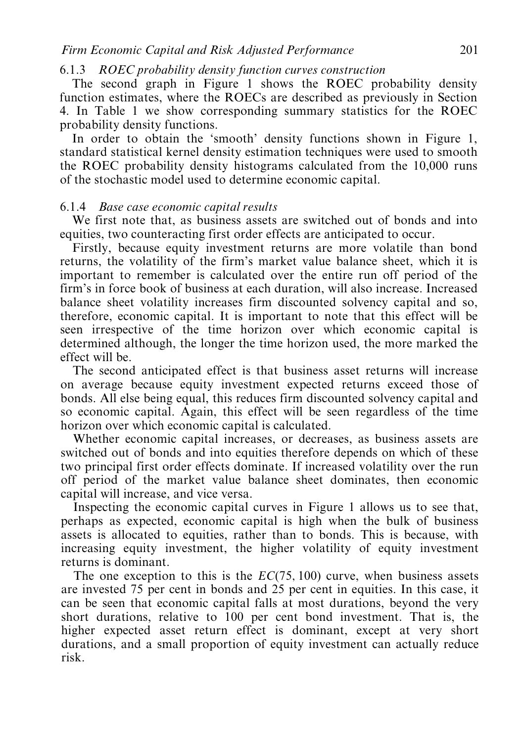### 6.1.3 *ROEC probability density function curves construction*

The second graph in Figure 1 shows the ROEC probability density function estimates, where the ROECs are described as previously in Section 4. In Table 1 we show corresponding summary statistics for the ROEC probability density functions.

In order to obtain the 'smooth' density functions shown in Figure 1, standard statistical kernel density estimation techniques were used to smooth the ROEC probability density histograms calculated from the 10,000 runs of the stochastic model used to determine economic capital.

### 6.1.4 *Base case economic capital results*

We first note that, as business assets are switched out of bonds and into equities, two counteracting first order effects are anticipated to occur.

Firstly, because equity investment returns are more volatile than bond returns, the volatility of the firm's market value balance sheet, which it is important to remember is calculated over the entire run off period of the firm's in force book of business at each duration, will also increase. Increased balance sheet volatility increases firm discounted solvency capital and so, therefore, economic capital. It is important to note that this effect will be seen irrespective of the time horizon over which economic capital is determined although, the longer the time horizon used, the more marked the effect will be.

The second anticipated effect is that business asset returns will increase on average because equity investment expected returns exceed those of bonds. All else being equal, this reduces firm discounted solvency capital and so economic capital. Again, this effect will be seen regardless of the time horizon over which economic capital is calculated.

Whether economic capital increases, or decreases, as business assets are switched out of bonds and into equities therefore depends on which of these two principal first order effects dominate. If increased volatility over the run off period of the market value balance sheet dominates, then economic capital will increase, and vice versa.

Inspecting the economic capital curves in Figure 1 allows us to see that, perhaps as expected, economic capital is high when the bulk of business assets is allocated to equities, rather than to bonds. This is because, with increasing equity investment, the higher volatility of equity investment returns is dominant.

The one exception to this is the $EC(75, 100)$ curve, when business assets are invested 75 per cent in bonds and 25 per cent in equities. In this case, it can be seen that economic capital falls at most durations, beyond the very short durations, relative to 100 per cent bond investment. That is, the higher expected asset return effect is dominant, except at very short durations, and a small proportion of equity investment can actually reduce risk.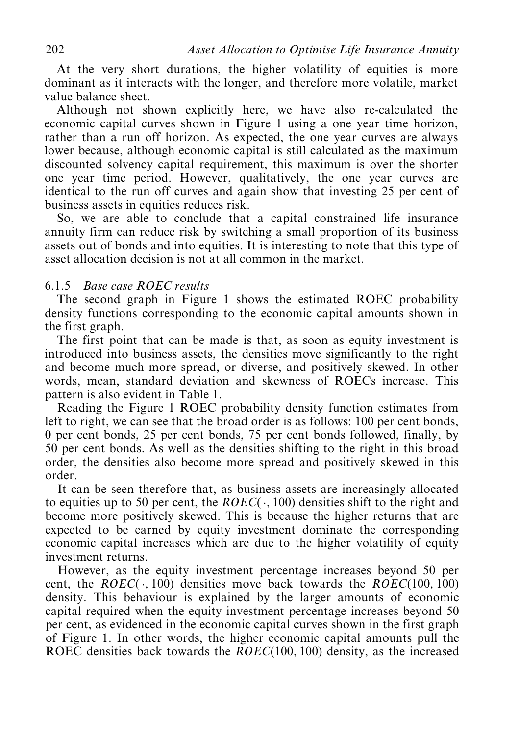At the very short durations, the higher volatility of equities is more dominant as it interacts with the longer, and therefore more volatile, market value balance sheet.

Although not shown explicitly here, we have also re-calculated the economic capital curves shown in Figure 1 using a one year time horizon, rather than a run off horizon. As expected, the one year curves are always lower because, although economic capital is still calculated as the maximum discounted solvency capital requirement, this maximum is over the shorter one year time period. However, qualitatively, the one year curves are identical to the run off curves and again show that investing 25 per cent of business assets in equities reduces risk.

So, we are able to conclude that a capital constrained life insurance annuity firm can reduce risk by switching a small proportion of its business assets out of bonds and into equities. It is interesting to note that this type of asset allocation decision is not at all common in the market.

#### 6.1.5 *Base case ROEC results*

The second graph in Figure 1 shows the estimated ROEC probability density functions corresponding to the economic capital amounts shown in the first graph.

The first point that can be made is that, as soon as equity investment is introduced into business assets, the densities move significantly to the right and become much more spread, or diverse, and positively skewed. In other words, mean, standard deviation and skewness of ROECs increase. This pattern is also evident in Table 1.

Reading the Figure 1 ROEC probability density function estimates from left to right, we can see that the broad order is as follows: 100 per cent bonds, 0 per cent bonds, 25 per cent bonds, 75 per cent bonds followed, finally, by 50 per cent bonds. As well as the densities shifting to the right in this broad order, the densities also become more spread and positively skewed in this order.

It can be seen therefore that, as business assets are increasingly allocated to equities up to 50 per cent, the $ROEC(\cdot, 100)$ densities shift to the right and become more positively skewed. This is because the higher returns that are expected to be earned by equity investment dominate the corresponding economic capital increases which are due to the higher volatility of equity investment returns.

However, as the equity investment percentage increases beyond 50 per cent, the $ROEC(\cdot, 100)$ densities move back towards the $ROEC(100, 100)$ density. This behaviour is explained by the larger amounts of economic capital required when the equity investment percentage increases beyond 50 per cent, as evidenced in the economic capital curves shown in the first graph of Figure 1. In other words, the higher economic capital amounts pull the ROEC densities back towards the $ROEC(100, 100)$ density, as the increased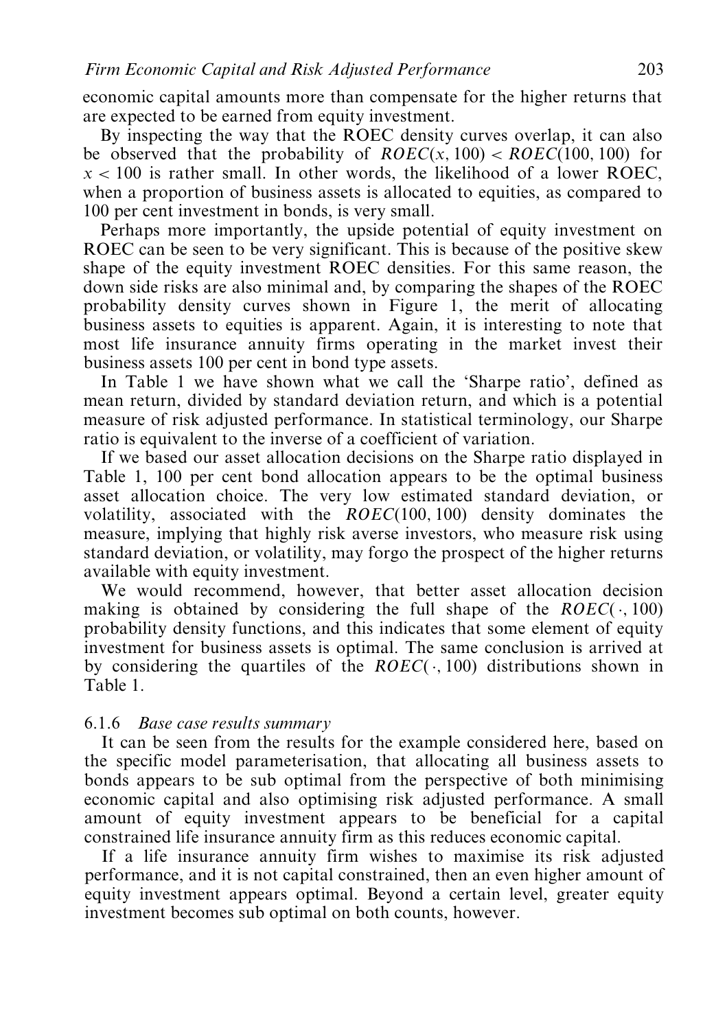economic capital amounts more than compensate for the higher returns that are expected to be earned from equity investment.

By inspecting the way that the ROEC density curves overlap, it can also be observed that the probability of $ROEC(x, 100) < ROEC(100, 100)$ for $x < 100$ is rather small. In other words, the likelihood of a lower ROEC, when a proportion of business assets is allocated to equities, as compared to 100 per cent investment in bonds, is very small.

Perhaps more importantly, the upside potential of equity investment on ROEC can be seen to be very significant. This is because of the positive skew shape of the equity investment ROEC densities. For this same reason, the down side risks are also minimal and, by comparing the shapes of the ROEC probability density curves shown in Figure 1, the merit of allocating business assets to equities is apparent. Again, it is interesting to note that most life insurance annuity firms operating in the market invest their business assets 100 per cent in bond type assets.

In Table 1 we have shown what we call the 'Sharpe ratio', defined as mean return, divided by standard deviation return, and which is a potential measure of risk adjusted performance. In statistical terminology, our Sharpe ratio is equivalent to the inverse of a coefficient of variation.

If we based our asset allocation decisions on the Sharpe ratio displayed in Table 1, 100 per cent bond allocation appears to be the optimal business asset allocation choice. The very low estimated standard deviation, or volatility, associated with the $ROEC(100, 100)$ density dominates the measure, implying that highly risk averse investors, who measure risk using standard deviation, or volatility, may forgo the prospect of the higher returns available with equity investment.

We would recommend, however, that better asset allocation decision making is obtained by considering the full shape of the $ROEC(\cdot, 100)$ probability density functions, and this indicates that some element of equity investment for business assets is optimal. The same conclusion is arrived at by considering the quartiles of the $ROEC(\cdot, 100)$ distributions shown in Table 1.

#### 6.1.6 *Base case results summary*

It can be seen from the results for the example considered here, based on the specific model parameterisation, that allocating all business assets to bonds appears to be sub optimal from the perspective of both minimising economic capital and also optimising risk adjusted performance. A small amount of equity investment appears to be beneficial for a capital constrained life insurance annuity firm as this reduces economic capital.

If a life insurance annuity firm wishes to maximise its risk adjusted performance, and it is not capital constrained, then an even higher amount of equity investment appears optimal. Beyond a certain level, greater equity investment becomes sub optimal on both counts, however.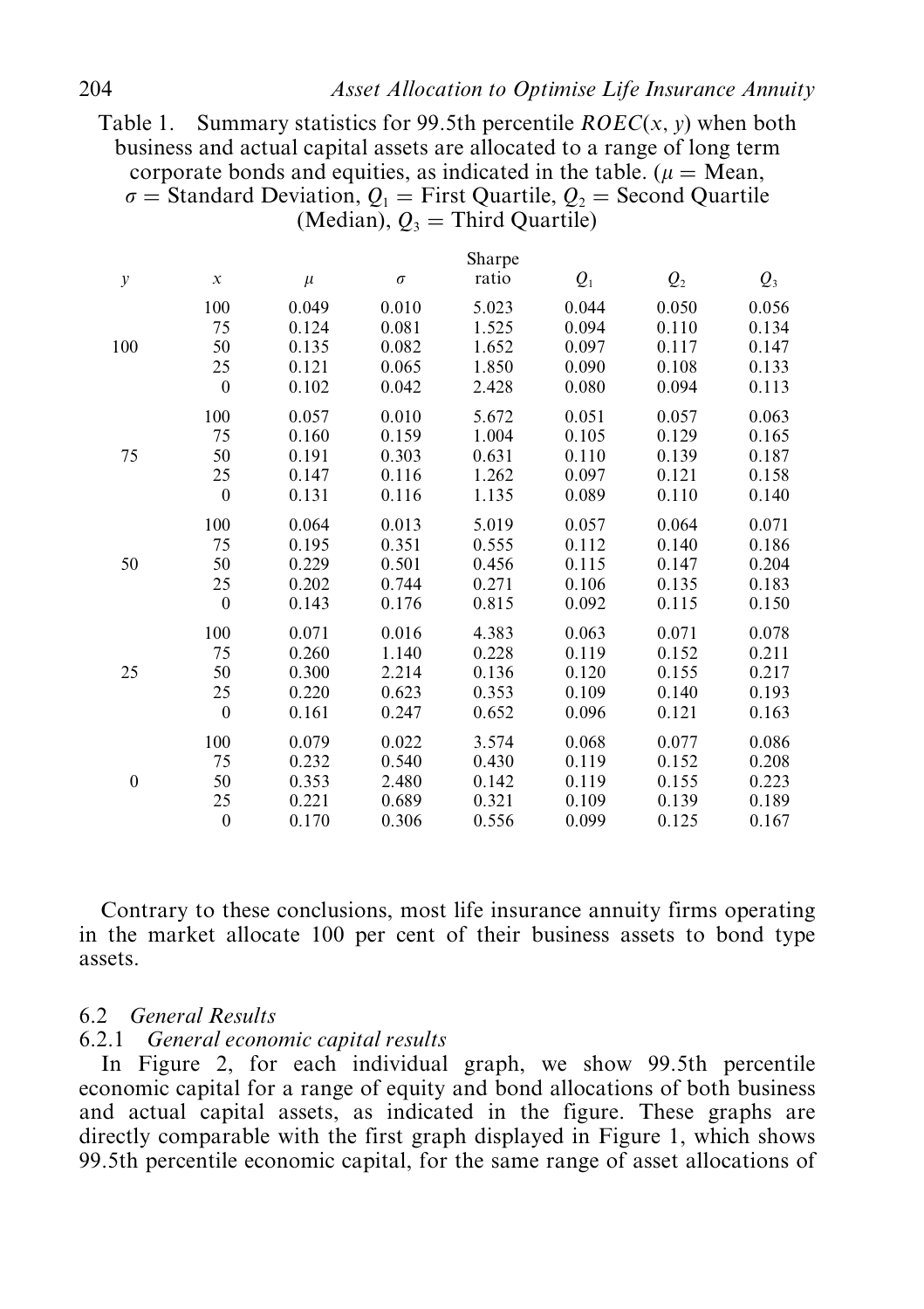Table 1. Summary statistics for 99.5th percentile $ROEC(x, y)$ when both business and actual capital assets are allocated to a range of long term corporate bonds and equities, as indicated in the table. ($\mu$ = Mean, $\sigma$ = Standard Deviation, $Q_1$ = First Quartile, $Q_2$ = Second Quartile (Median), $Q_3$ = Third Quartile)

| $y$ | $x$ | $\mu$ | $\sigma$ | Sharpe ratio | $Q_1$ | $Q_2$ | $Q_3$ |
|---|---|---|---|---|---|---|---|
| 100 | 100 | 0.049 | 0.010 | 5.023 | 0.044 | 0.050 | 0.056 |
| | 75 | 0.124 | 0.081 | 1.525 | 0.094 | 0.110 | 0.134 |
| | 50 | 0.135 | 0.082 | 1.652 | 0.097 | 0.117 | 0.147 |
| | 25 | 0.121 | 0.065 | 1.850 | 0.090 | 0.108 | 0.133 |
| | 0 | 0.102 | 0.042 | 2.428 | 0.080 | 0.094 | 0.113 |
| 75 | 100 | 0.057 | 0.010 | 5.672 | 0.051 | 0.057 | 0.063 |
| | 75 | 0.160 | 0.159 | 1.004 | 0.105 | 0.129 | 0.165 |
| | 50 | 0.191 | 0.303 | 0.631 | 0.110 | 0.139 | 0.187 |
| | 25 | 0.147 | 0.116 | 1.262 | 0.097 | 0.121 | 0.158 |
| | 0 | 0.131 | 0.116 | 1.135 | 0.089 | 0.110 | 0.140 |
| 50 | 100 | 0.064 | 0.013 | 5.019 | 0.057 | 0.064 | 0.071 |
| | 75 | 0.195 | 0.351 | 0.555 | 0.112 | 0.140 | 0.186 |
| | 50 | 0.229 | 0.501 | 0.456 | 0.115 | 0.147 | 0.204 |
| | 25 | 0.202 | 0.744 | 0.271 | 0.106 | 0.135 | 0.183 |
| | 0 | 0.143 | 0.176 | 0.815 | 0.092 | 0.115 | 0.150 |
| 25 | 100 | 0.071 | 0.016 | 4.383 | 0.063 | 0.071 | 0.078 |
| | 75 | 0.260 | 1.140 | 0.228 | 0.119 | 0.152 | 0.211 |
| | 50 | 0.300 | 2.214 | 0.136 | 0.120 | 0.155 | 0.217 |
| | 25 | 0.220 | 0.623 | 0.353 | 0.109 | 0.140 | 0.193 |
| | 0 | 0.161 | 0.247 | 0.652 | 0.096 | 0.121 | 0.163 |
| 0 | 100 | 0.079 | 0.022 | 3.574 | 0.068 | 0.077 | 0.086 |
| | 75 | 0.232 | 0.540 | 0.430 | 0.119 | 0.152 | 0.208 |
| | 50 | 0.353 | 2.480 | 0.142 | 0.119 | 0.155 | 0.223 |
| | 25 | 0.221 | 0.689 | 0.321 | 0.109 | 0.139 | 0.189 |
| | 0 | 0.170 | 0.306 | 0.556 | 0.099 | 0.125 | 0.167 |

Contrary to these conclusions, most life insurance annuity firms operating in the market allocate 100 per cent of their business assets to bond type assets.

## 6.2 *General Results*

### 6.2.1 *General economic capital results*

In Figure 2, for each individual graph, we show 99.5th percentile economic capital for a range of equity and bond allocations of both business and actual capital assets, as indicated in the figure. These graphs are directly comparable with the first graph displayed in Figure 1, which shows 99.5th percentile economic capital, for the same range of asset allocations of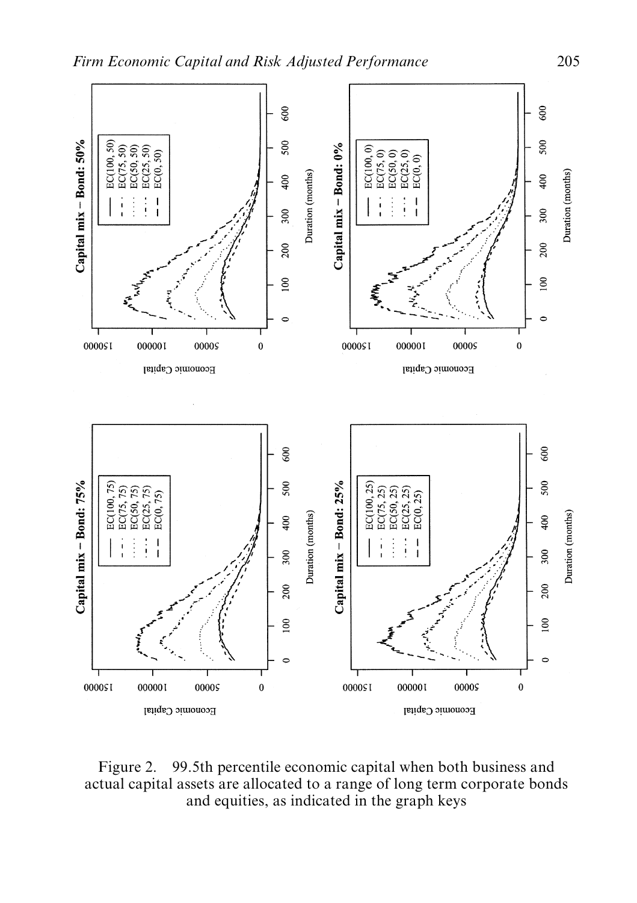Figure 2. 99.5th percentile economic capital when both business and actual capital assets are allocated to a range of long term corporate bonds and equities, as indicated in the graph keys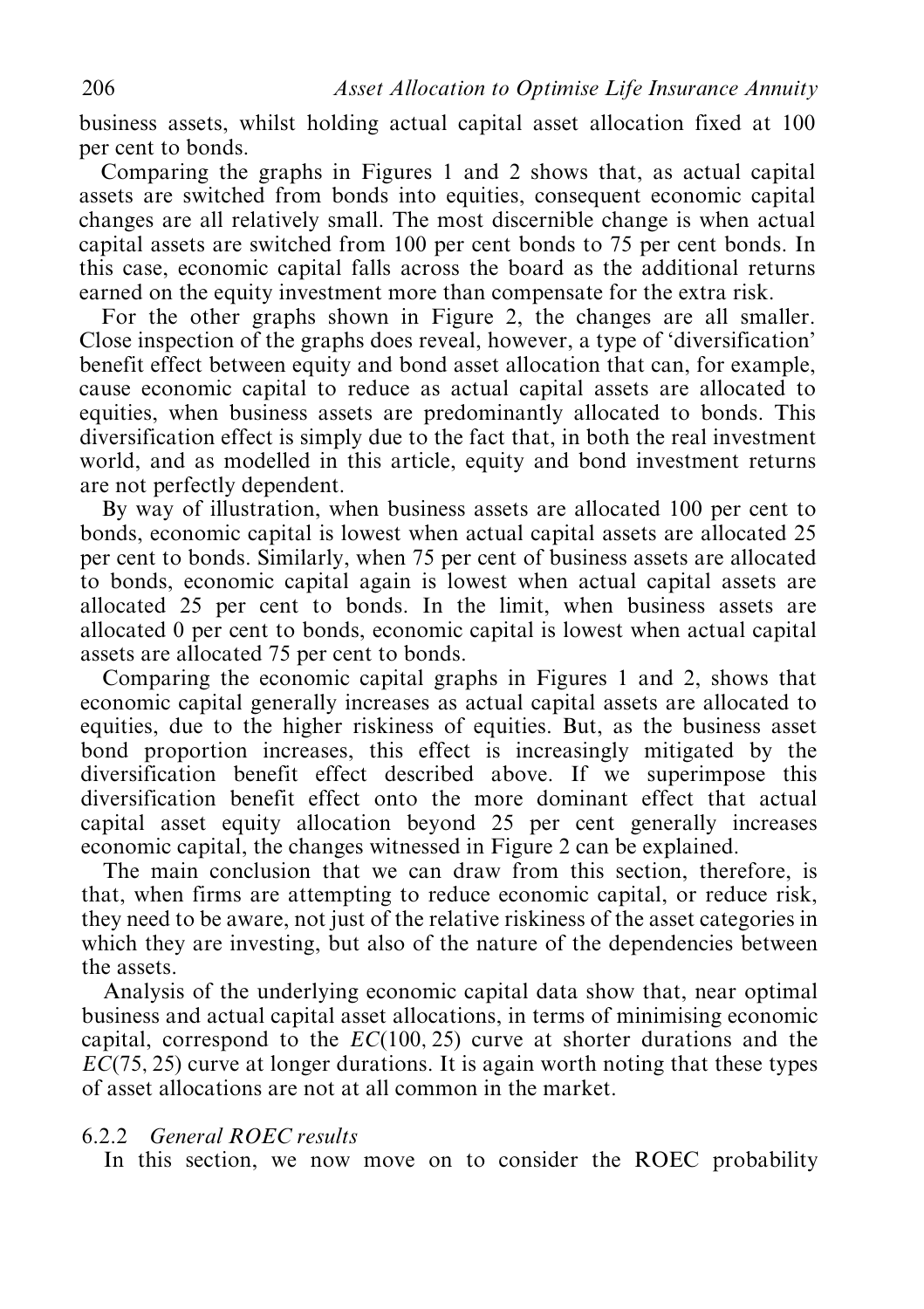business assets, whilst holding actual capital asset allocation fixed at 100 per cent to bonds.

Comparing the graphs in Figures 1 and 2 shows that, as actual capital assets are switched from bonds into equities, consequent economic capital changes are all relatively small. The most discernible change is when actual capital assets are switched from 100 per cent bonds to 75 per cent bonds. In this case, economic capital falls across the board as the additional returns earned on the equity investment more than compensate for the extra risk.

For the other graphs shown in Figure 2, the changes are all smaller. Close inspection of the graphs does reveal, however, a type of 'diversification' benefit effect between equity and bond asset allocation that can, for example, cause economic capital to reduce as actual capital assets are allocated to equities, when business assets are predominantly allocated to bonds. This diversification effect is simply due to the fact that, in both the real investment world, and as modelled in this article, equity and bond investment returns are not perfectly dependent.

By way of illustration, when business assets are allocated 100 per cent to bonds, economic capital is lowest when actual capital assets are allocated 25 per cent to bonds. Similarly, when 75 per cent of business assets are allocated to bonds, economic capital again is lowest when actual capital assets are allocated 25 per cent to bonds. In the limit, when business assets are allocated 0 per cent to bonds, economic capital is lowest when actual capital assets are allocated 75 per cent to bonds.

Comparing the economic capital graphs in Figures 1 and 2, shows that economic capital generally increases as actual capital assets are allocated to equities, due to the higher riskiness of equities. But, as the business asset bond proportion increases, this effect is increasingly mitigated by the diversification benefit effect described above. If we superimpose this diversification benefit effect onto the more dominant effect that actual capital asset equity allocation beyond 25 per cent generally increases economic capital, the changes witnessed in Figure 2 can be explained.

The main conclusion that we can draw from this section, therefore, is that, when firms are attempting to reduce economic capital, or reduce risk, they need to be aware, not just of the relative riskiness of the asset categories in which they are investing, but also of the nature of the dependencies between the assets.

Analysis of the underlying economic capital data show that, near optimal business and actual capital asset allocations, in terms of minimising economic capital, correspond to the $EC(100, 25)$ curve at shorter durations and the $EC(75, 25)$ curve at longer durations. It is again worth noting that these types of asset allocations are not at all common in the market.

### 6.2.2 *General ROEC results*

In this section, we now move on to consider the ROEC probability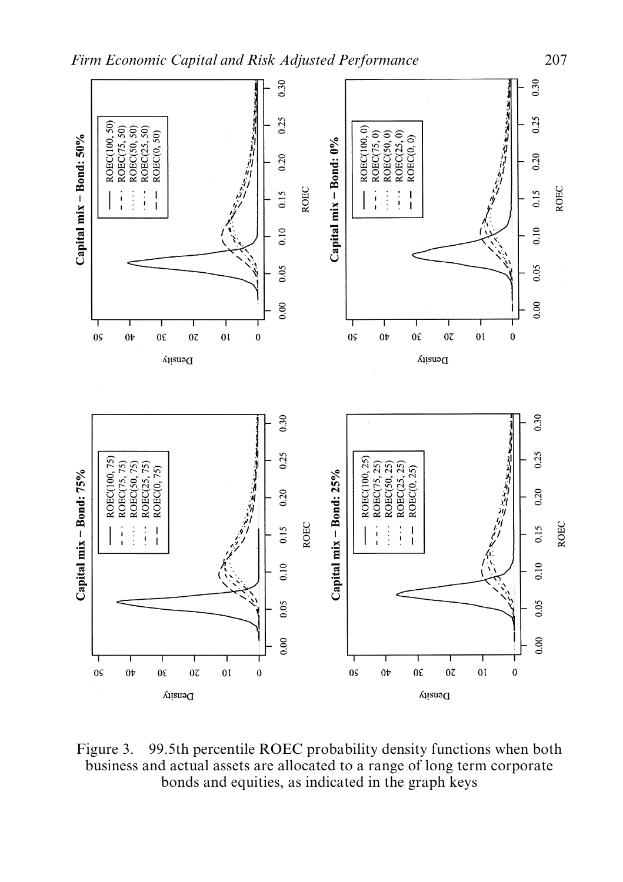Figure 3. 99.5th percentile ROEC probability density functions when both business and actual assets are allocated to a range of long term corporate bonds and equities, as indicated in the graph keys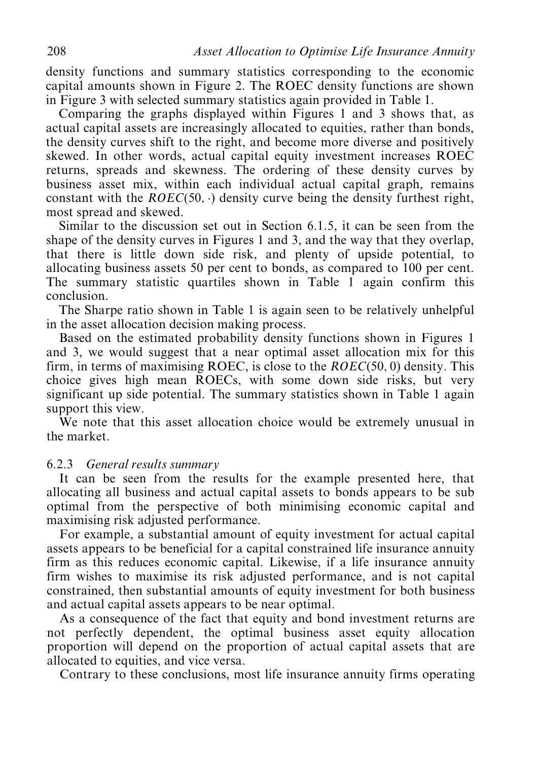density functions and summary statistics corresponding to the economic capital amounts shown in Figure 2. The ROEC density functions are shown in Figure 3 with selected summary statistics again provided in Table 1.

Comparing the graphs displayed within Figures 1 and 3 shows that, as actual capital assets are increasingly allocated to equities, rather than bonds, the density curves shift to the right, and become more diverse and positively skewed. In other words, actual capital equity investment increases ROEC returns, spreads and skewness. The ordering of these density curves by business asset mix, within each individual actual capital graph, remains constant with the $ROEC(50, \cdot)$ density curve being the density furthest right, most spread and skewed.

Similar to the discussion set out in Section 6.1.5, it can be seen from the shape of the density curves in Figures 1 and 3, and the way that they overlap, that there is little down side risk, and plenty of upside potential, to allocating business assets 50 per cent to bonds, as compared to 100 per cent. The summary statistic quartiles shown in Table 1 again confirm this conclusion.

The Sharpe ratio shown in Table 1 is again seen to be relatively unhelpful in the asset allocation decision making process.

Based on the estimated probability density functions shown in Figures 1 and 3, we would suggest that a near optimal asset allocation mix for this firm, in terms of maximising ROEC, is close to the $ROEC(50, 0)$ density. This choice gives high mean ROECs, with some down side risks, but very significant up side potential. The summary statistics shown in Table 1 again support this view.

We note that this asset allocation choice would be extremely unusual in the market.

### 6.2.3 *General results summary*

It can be seen from the results for the example presented here, that allocating all business and actual capital assets to bonds appears to be sub optimal from the perspective of both minimising economic capital and maximising risk adjusted performance.

For example, a substantial amount of equity investment for actual capital assets appears to be beneficial for a capital constrained life insurance annuity firm as this reduces economic capital. Likewise, if a life insurance annuity firm wishes to maximise its risk adjusted performance, and is not capital constrained, then substantial amounts of equity investment for both business and actual capital assets appears to be near optimal.

As a consequence of the fact that equity and bond investment returns are not perfectly dependent, the optimal business asset equity allocation proportion will depend on the proportion of actual capital assets that are allocated to equities, and vice versa.

Contrary to these conclusions, most life insurance annuity firms operating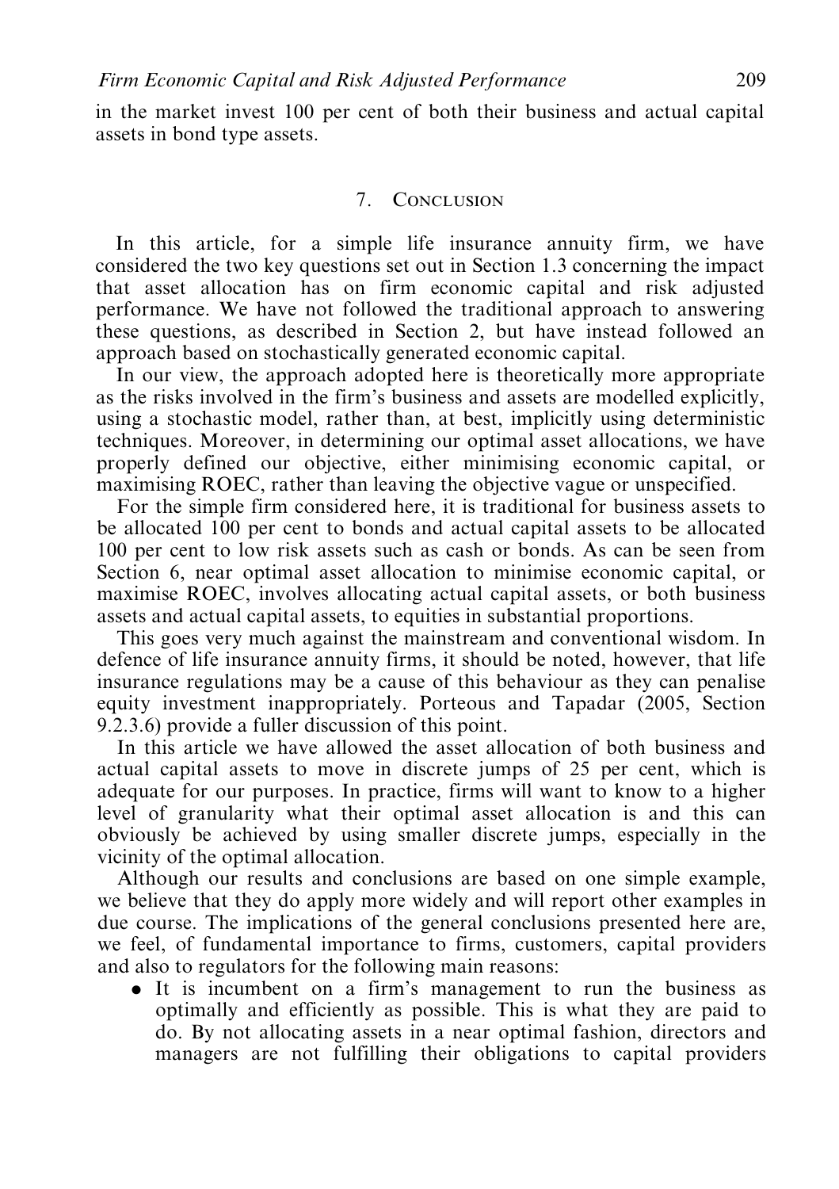in the market invest 100 per cent of both their business and actual capital assets in bond type assets.

## 7. Conclusion

In this article, for a simple life insurance annuity firm, we have considered the two key questions set out in Section 1.3 concerning the impact that asset allocation has on firm economic capital and risk adjusted performance. We have not followed the traditional approach to answering these questions, as described in Section 2, but have instead followed an approach based on stochastically generated economic capital.

In our view, the approach adopted here is theoretically more appropriate as the risks involved in the firm's business and assets are modelled explicitly, using a stochastic model, rather than, at best, implicitly using deterministic techniques. Moreover, in determining our optimal asset allocations, we have properly defined our objective, either minimising economic capital, or maximising ROEC, rather than leaving the objective vague or unspecified.

For the simple firm considered here, it is traditional for business assets to be allocated 100 per cent to bonds and actual capital assets to be allocated 100 per cent to low risk assets such as cash or bonds. As can be seen from Section 6, near optimal asset allocation to minimise economic capital, or maximise ROEC, involves allocating actual capital assets, or both business assets and actual capital assets, to equities in substantial proportions.

This goes very much against the mainstream and conventional wisdom. In defence of life insurance annuity firms, it should be noted, however, that life insurance regulations may be a cause of this behaviour as they can penalise equity investment inappropriately. Porteous and Tapadar (2005, Section 9.2.3.6) provide a fuller discussion of this point.

In this article we have allowed the asset allocation of both business and actual capital assets to move in discrete jumps of 25 per cent, which is adequate for our purposes. In practice, firms will want to know to a higher level of granularity what their optimal asset allocation is and this can obviously be achieved by using smaller discrete jumps, especially in the vicinity of the optimal allocation.

Although our results and conclusions are based on one simple example, we believe that they do apply more widely and will report other examples in due course. The implications of the general conclusions presented here are, we feel, of fundamental importance to firms, customers, capital providers and also to regulators for the following main reasons:

- It is incumbent on a firm's management to run the business as optimally and efficiently as possible. This is what they are paid to do. By not allocating assets in a near optimal fashion, directors and managers are not fulfilling their obligations to capital providers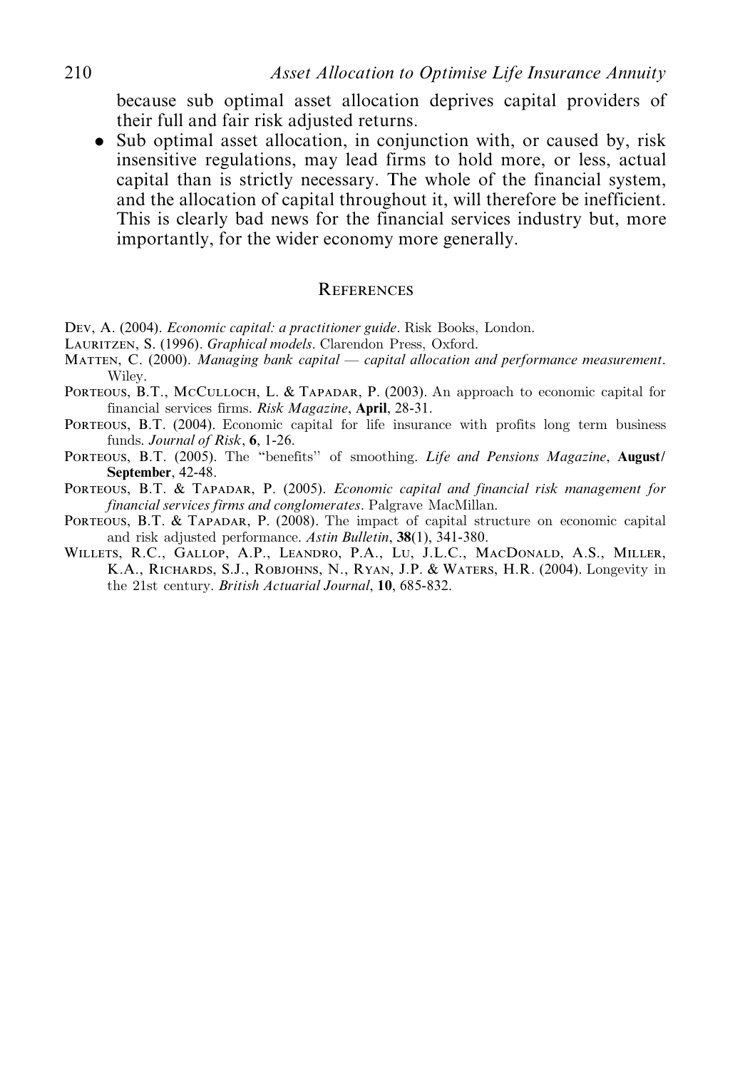because sub optimal asset allocation deprives capital providers of their full and fair risk adjusted returns.

- Sub optimal asset allocation, in conjunction with, or caused by, risk insensitive regulations, may lead firms to hold more, or less, actual capital than is strictly necessary. The whole of the financial system, and the allocation of capital throughout it, will therefore be inefficient. This is clearly bad news for the financial services industry but, more importantly, for the wider economy more generally.

## References

Dev, A. (2004). *Economic capital: a practitioner guide*. Risk Books, London.

Lauritzen, S. (1996). *Graphical models*. Clarendon Press, Oxford.

Matten, C. (2000). *Managing bank capital — capital allocation and performance measurement*. Wiley.

Porteous, B.T., McCulloch, L. & Tapadar, P. (2003). An approach to economic capital for financial services firms. *Risk Magazine*, **April**, 28-31.

Porteous, B.T. (2004). Economic capital for life insurance with profits long term business funds. *Journal of Risk*, **6**, 1-26.

Porteous, B.T. (2005). The "benefits" of smoothing. *Life and Pensions Magazine*, **August/September**, 42-48.

Porteous, B.T. & Tapadar, P. (2005). *Economic capital and financial risk management for financial services firms and conglomerates*. Palgrave MacMillan.

Porteous, B.T. & Tapadar, P. (2008). The impact of capital structure on economic capital and risk adjusted performance. *Astin Bulletin*, **38**(1), 341-380.

Willets, R.C., Gallop, A.P., Leandro, P.A., Lu, J.L.C., MacDonald, A.S., Miller, K.A., Richards, S.J., Robjohns, N., Ryan, J.P. & Waters, H.R. (2004). Longevity in the 21st century. *British Actuarial Journal*, **10**, 685-832.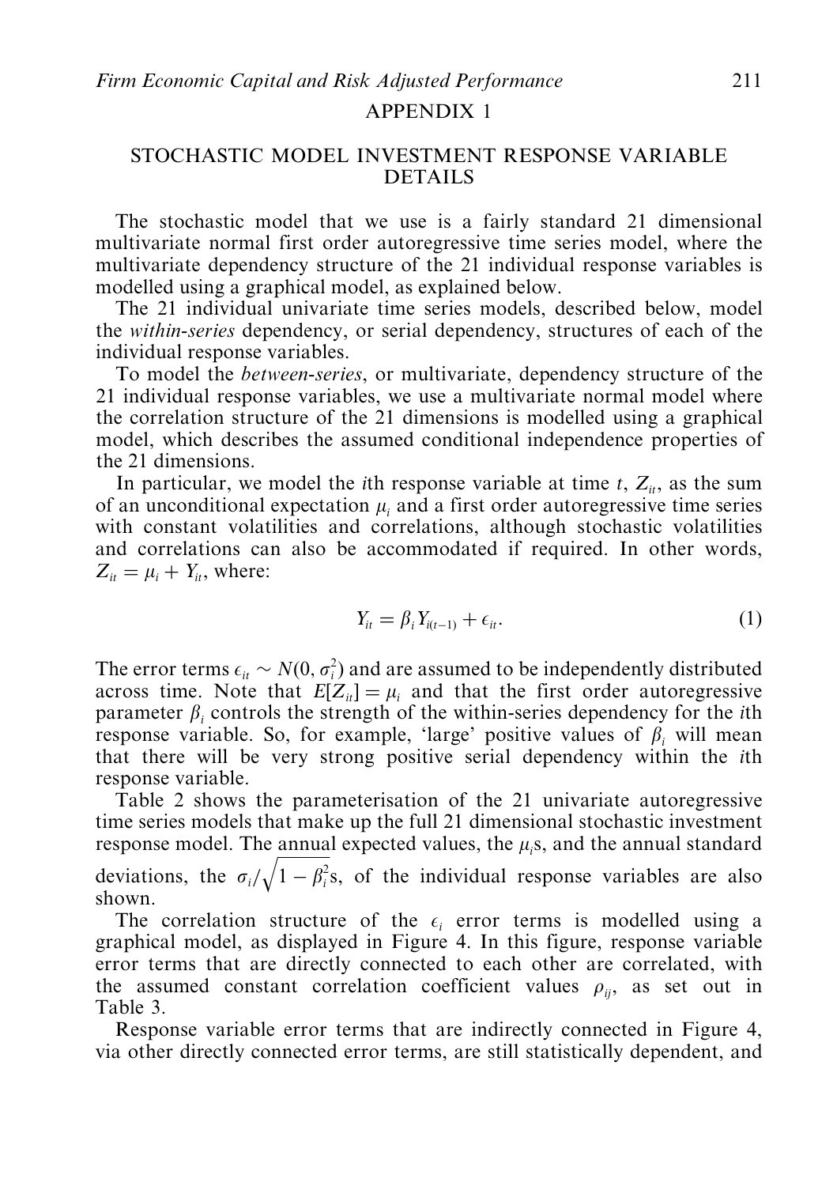# APPENDIX 1

## STOCHASTIC MODEL INVESTMENT RESPONSE VARIABLE DETAILS

The stochastic model that we use is a fairly standard 21 dimensional multivariate normal first order autoregressive time series model, where the multivariate dependency structure of the 21 individual response variables is modelled using a graphical model, as explained below.

The 21 individual univariate time series models, described below, model the *within-series* dependency, or serial dependency, structures of each of the individual response variables.

To model the *between-series*, or multivariate, dependency structure of the 21 individual response variables, we use a multivariate normal model where the correlation structure of the 21 dimensions is modelled using a graphical model, which describes the assumed conditional independence properties of the 21 dimensions.

In particular, we model the $i$th response variable at time $t$, $Z_{it}$, as the sum of an unconditional expectation $\mu_i$ and a first order autoregressive time series with constant volatilities and correlations, although stochastic volatilities and correlations can also be accommodated if required. In other words, $Z_{it} = \mu_i + Y_{it}$, where:

$$Y_{it} = \beta_i Y_{i(t-1)} + \epsilon_{it}. \tag{1}$$

The error terms $\epsilon_{it} \sim N(0, \sigma_i^2)$ and are assumed to be independently distributed across time. Note that $E[Z_{it}] = \mu_i$ and that the first order autoregressive parameter $\beta_i$ controls the strength of the within-series dependency for the $i$th response variable. So, for example, 'large' positive values of $\beta_i$ will mean that there will be very strong positive serial dependency within the $i$th response variable.

Table 2 shows the parameterisation of the 21 univariate autoregressive time series models that make up the full 21 dimensional stochastic investment response model. The annual expected values, the $\mu_i$s, and the annual standard deviations, the $\sigma_i/\sqrt{1-\beta_i^2}$s, of the individual response variables are also shown.

The correlation structure of the $\epsilon_i$ error terms is modelled using a graphical model, as displayed in Figure 4. In this figure, response variable error terms that are directly connected to each other are correlated, with the assumed constant correlation coefficient values $\rho_{ij}$, as set out in Table 3.

Response variable error terms that are indirectly connected in Figure 4, via other directly connected error terms, are still statistically dependent, and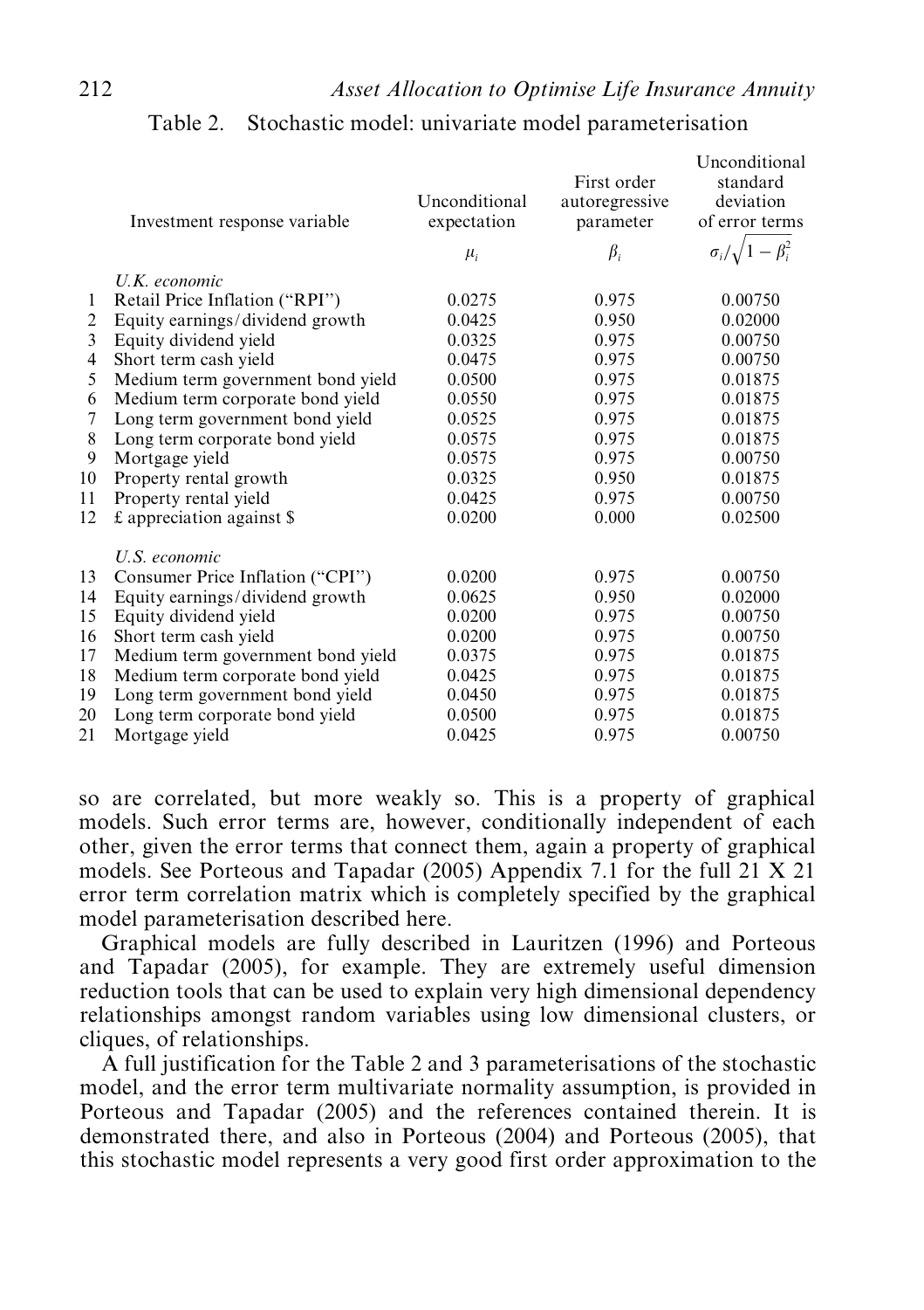Table 2. Stochastic model: univariate model parameterisation

| | Investment response variable | Unconditional expectation $\mu_i$ | First order autoregressive parameter $\beta_i$ | Unconditional standard deviation of error terms $\sigma_i/\sqrt{1-\beta_i^2}$ |
|---|---|---|---|---|
| | *U.K. economic* | | | |
| 1 | Retail Price Inflation ("RPI") | 0.0275 | 0.975 | 0.00750 |
| 2 | Equity earnings/dividend growth | 0.0425 | 0.950 | 0.02000 |
| 3 | Equity dividend yield | 0.0325 | 0.975 | 0.00750 |
| 4 | Short term cash yield | 0.0475 | 0.975 | 0.00750 |
| 5 | Medium term government bond yield | 0.0500 | 0.975 | 0.01875 |
| 6 | Medium term corporate bond yield | 0.0550 | 0.975 | 0.01875 |
| 7 | Long term government bond yield | 0.0525 | 0.975 | 0.01875 |
| 8 | Long term corporate bond yield | 0.0575 | 0.975 | 0.01875 |
| 9 | Mortgage yield | 0.0575 | 0.975 | 0.00750 |
| 10 | Property rental growth | 0.0325 | 0.950 | 0.01875 |
| 11 | Property rental yield | 0.0425 | 0.975 | 0.00750 |
| 12 | £ appreciation against $ | 0.0200 | 0.000 | 0.02500 |
| | *U.S. economic* | | | |
| 13 | Consumer Price Inflation ("CPI") | 0.0200 | 0.975 | 0.00750 |
| 14 | Equity earnings/dividend growth | 0.0625 | 0.950 | 0.02000 |
| 15 | Equity dividend yield | 0.0200 | 0.975 | 0.00750 |
| 16 | Short term cash yield | 0.0200 | 0.975 | 0.00750 |
| 17 | Medium term government bond yield | 0.0375 | 0.975 | 0.01875 |
| 18 | Medium term corporate bond yield | 0.0425 | 0.975 | 0.01875 |
| 19 | Long term government bond yield | 0.0450 | 0.975 | 0.01875 |
| 20 | Long term corporate bond yield | 0.0500 | 0.975 | 0.01875 |
| 21 | Mortgage yield | 0.0425 | 0.975 | 0.00750 |

so are correlated, but more weakly so. This is a property of graphical models. Such error terms are, however, conditionally independent of each other, given the error terms that connect them, again a property of graphical models. See Porteous and Tapadar (2005) Appendix 7.1 for the full 21 X 21 error term correlation matrix which is completely specified by the graphical model parameterisation described here.

Graphical models are fully described in Lauritzen (1996) and Porteous and Tapadar (2005), for example. They are extremely useful dimension reduction tools that can be used to explain very high dimensional dependency relationships amongst random variables using low dimensional clusters, or cliques, of relationships.

A full justification for the Table 2 and 3 parameterisations of the stochastic model, and the error term multivariate normality assumption, is provided in Porteous and Tapadar (2005) and the references contained therein. It is demonstrated there, and also in Porteous (2004) and Porteous (2005), that this stochastic model represents a very good first order approximation to the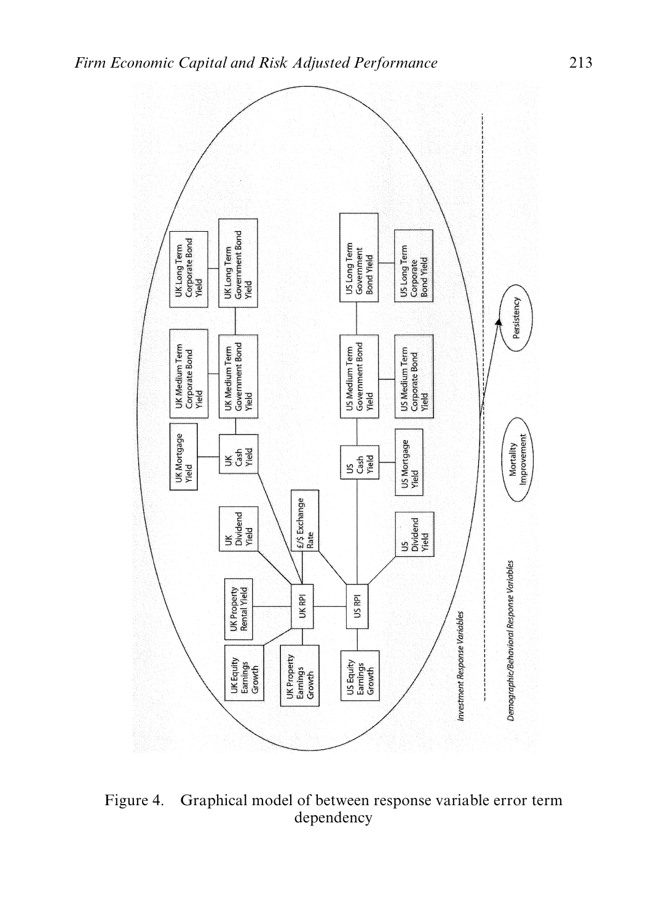Figure 4. Graphical model of between response variable error term dependency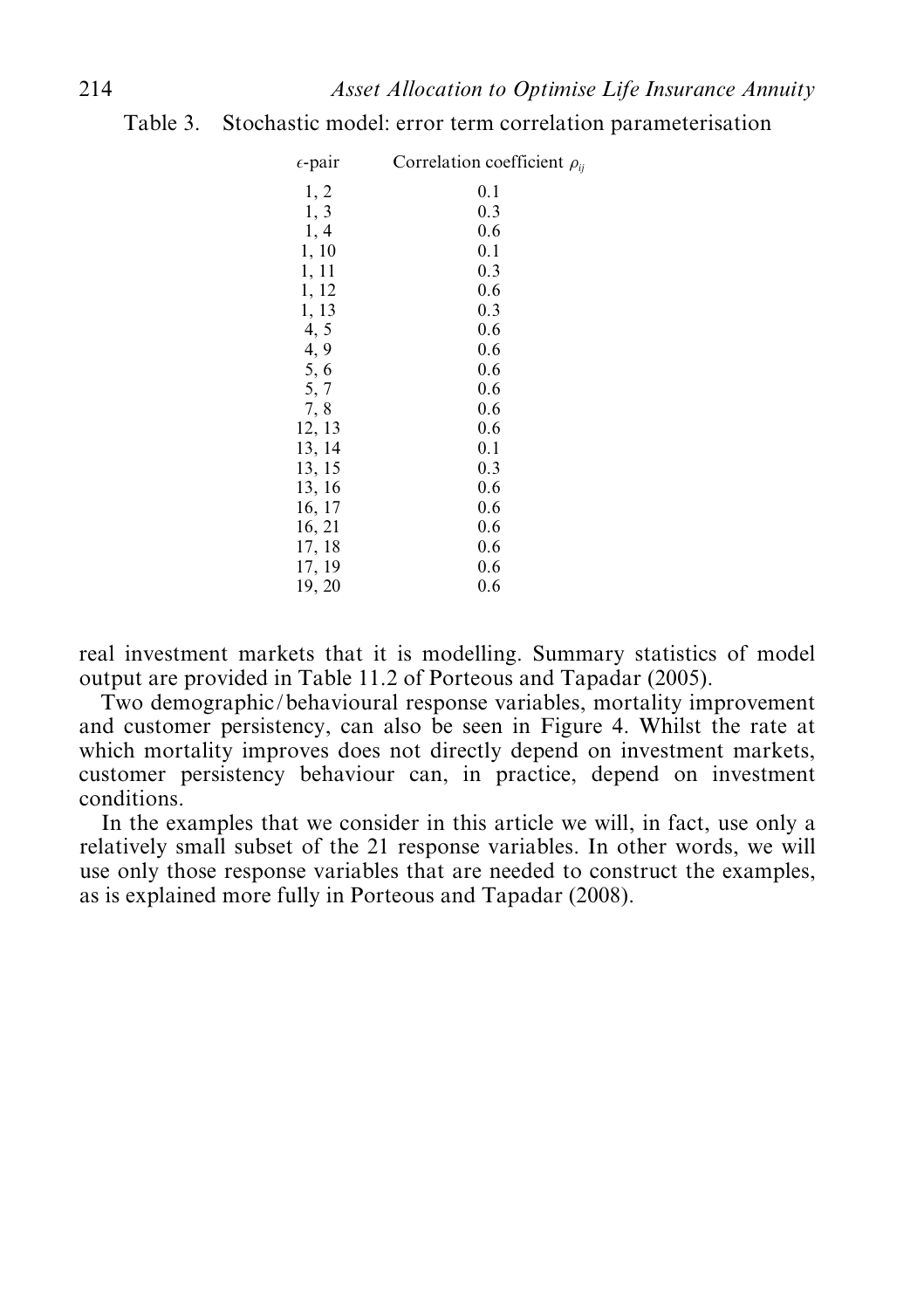Table 3. Stochastic model: error term correlation parameterisation

| $\epsilon$-pair | Correlation coefficient $\rho_{ij}$ |
|---|---|
| 1, 2 | 0.1 |
| 1, 3 | 0.3 |
| 1, 4 | 0.6 |
| 1, 10 | 0.1 |
| 1, 11 | 0.3 |
| 1, 12 | 0.6 |
| 1, 13 | 0.3 |
| 4, 5 | 0.6 |
| 4, 9 | 0.6 |
| 5, 6 | 0.6 |
| 5, 7 | 0.6 |
| 7, 8 | 0.6 |
| 12, 13 | 0.6 |
| 13, 14 | 0.1 |
| 13, 15 | 0.3 |
| 13, 16 | 0.6 |
| 16, 17 | 0.6 |
| 16, 21 | 0.6 |
| 17, 18 | 0.6 |
| 17, 19 | 0.6 |
| 19, 20 | 0.6 |

real investment markets that it is modelling. Summary statistics of model output are provided in Table 11.2 of Porteous and Tapadar (2005).

Two demographic/behavioural response variables, mortality improvement and customer persistency, can also be seen in Figure 4. Whilst the rate at which mortality improves does not directly depend on investment markets, customer persistency behaviour can, in practice, depend on investment conditions.

In the examples that we consider in this article we will, in fact, use only a relatively small subset of the 21 response variables. In other words, we will use only those response variables that are needed to construct the examples, as is explained more fully in Porteous and Tapadar (2008).